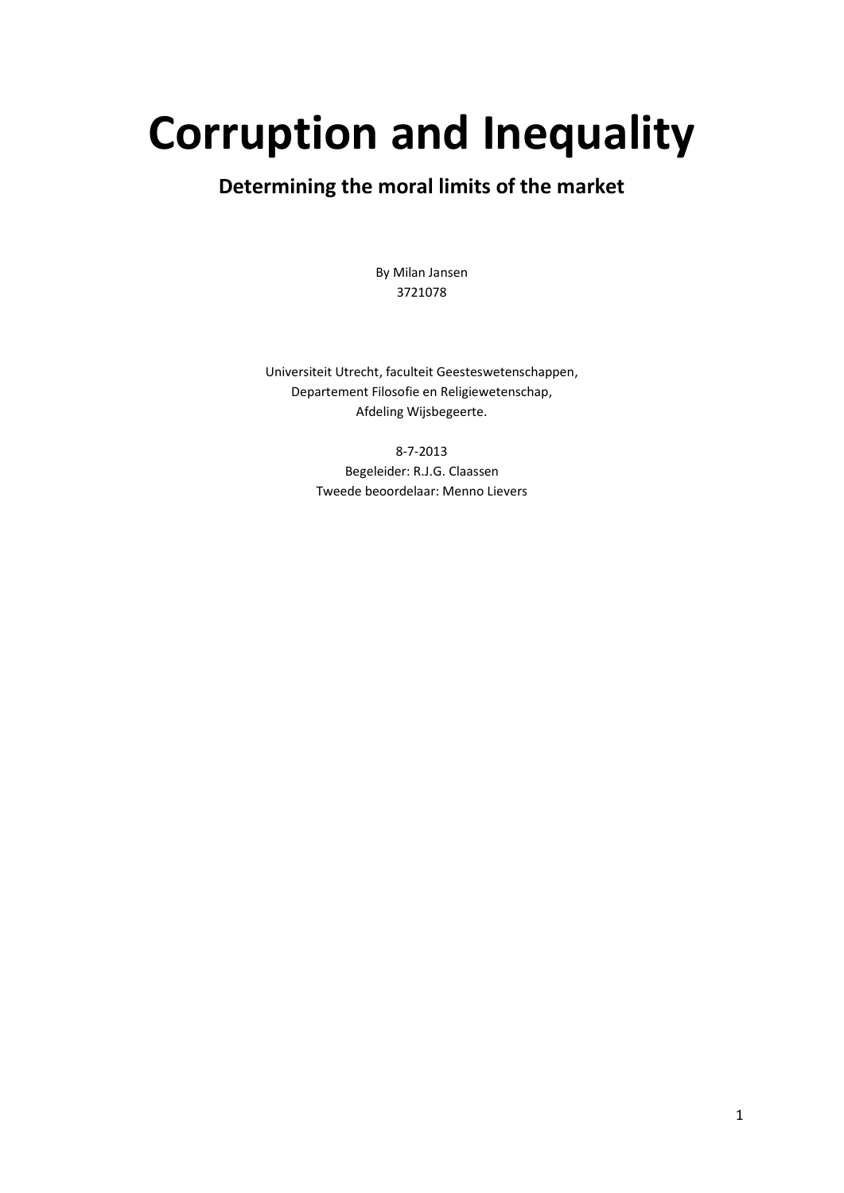# Corruption and Inequality

## Determining the moral limits of the market

By Milan Jansen
3721078

Universiteit Utrecht, faculteit Geesteswetenschappen,
Departement Filosofie en Religiewetenschap,
Afdeling Wijsbegeerte.

8-7-2013
Begeleider: R.J.G. Claassen
Tweede beoordelaar: Menno Lievers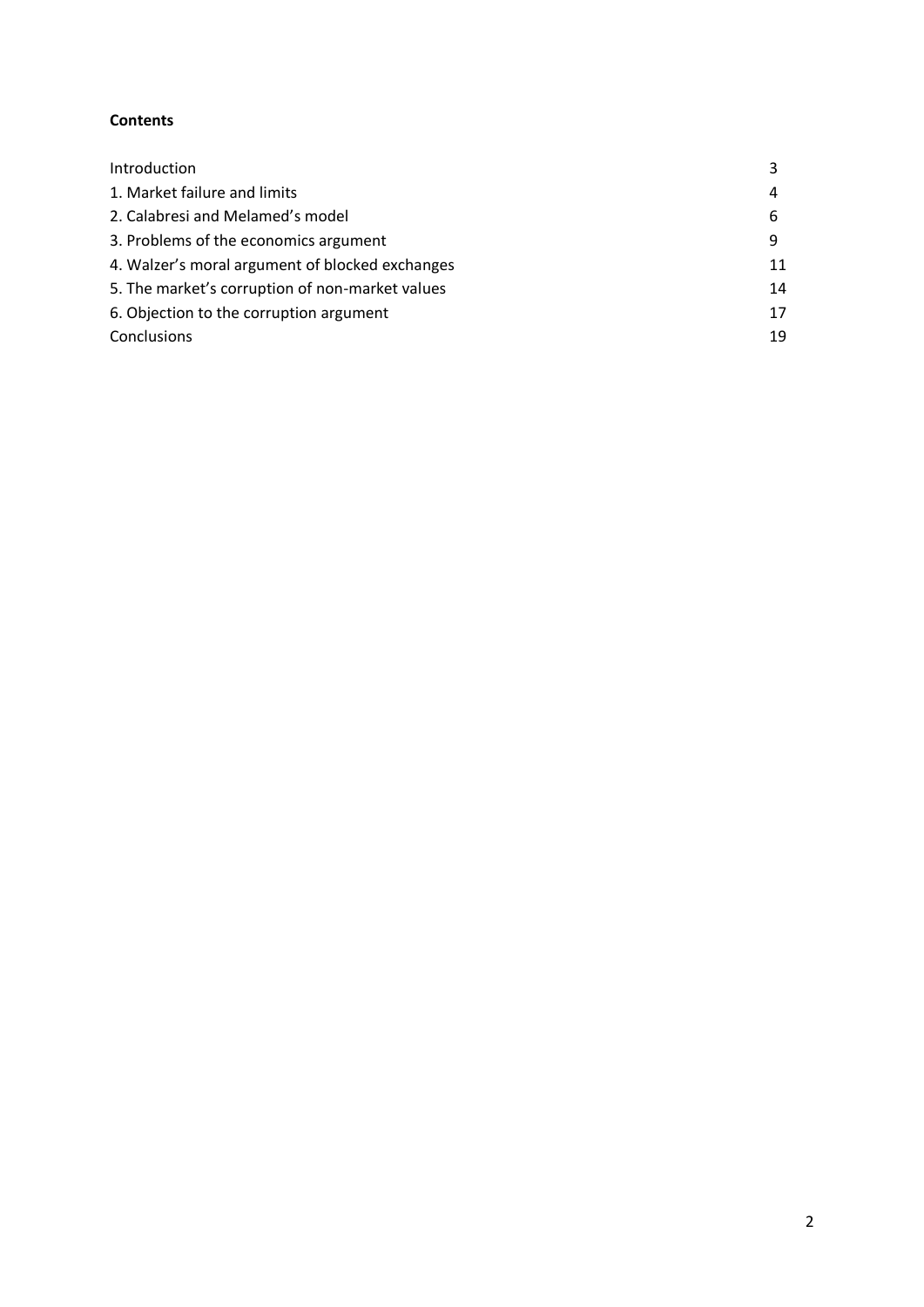**Contents**

| | |
|---|---|
| Introduction | 3 |
| 1. Market failure and limits | 4 |
| 2. Calabresi and Melamed's model | 6 |
| 3. Problems of the economics argument | 9 |
| 4. Walzer's moral argument of blocked exchanges | 11 |
| 5. The market's corruption of non-market values | 14 |
| 6. Objection to the corruption argument | 17 |
| Conclusions | 19 |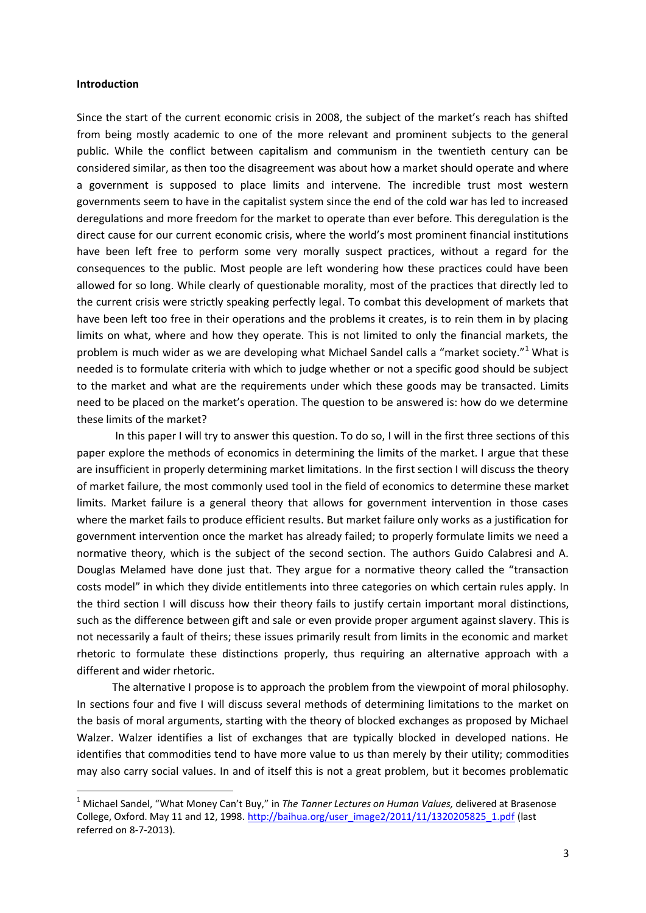**Introduction**

Since the start of the current economic crisis in 2008, the subject of the market's reach has shifted from being mostly academic to one of the more relevant and prominent subjects to the general public. While the conflict between capitalism and communism in the twentieth century can be considered similar, as then too the disagreement was about how a market should operate and where a government is supposed to place limits and intervene. The incredible trust most western governments seem to have in the capitalist system since the end of the cold war has led to increased deregulations and more freedom for the market to operate than ever before. This deregulation is the direct cause for our current economic crisis, where the world's most prominent financial institutions have been left free to perform some very morally suspect practices, without a regard for the consequences to the public. Most people are left wondering how these practices could have been allowed for so long. While clearly of questionable morality, most of the practices that directly led to the current crisis were strictly speaking perfectly legal. To combat this development of markets that have been left too free in their operations and the problems it creates, is to rein them in by placing limits on what, where and how they operate. This is not limited to only the financial markets, the problem is much wider as we are developing what Michael Sandel calls a "market society."[1] What is needed is to formulate criteria with which to judge whether or not a specific good should be subject to the market and what are the requirements under which these goods may be transacted. Limits need to be placed on the market's operation. The question to be answered is: how do we determine these limits of the market?

In this paper I will try to answer this question. To do so, I will in the first three sections of this paper explore the methods of economics in determining the limits of the market. I argue that these are insufficient in properly determining market limitations. In the first section I will discuss the theory of market failure, the most commonly used tool in the field of economics to determine these market limits. Market failure is a general theory that allows for government intervention in those cases where the market fails to produce efficient results. But market failure only works as a justification for government intervention once the market has already failed; to properly formulate limits we need a normative theory, which is the subject of the second section. The authors Guido Calabresi and A. Douglas Melamed have done just that. They argue for a normative theory called the "transaction costs model" in which they divide entitlements into three categories on which certain rules apply. In the third section I will discuss how their theory fails to justify certain important moral distinctions, such as the difference between gift and sale or even provide proper argument against slavery. This is not necessarily a fault of theirs; these issues primarily result from limits in the economic and market rhetoric to formulate these distinctions properly, thus requiring an alternative approach with a different and wider rhetoric.

The alternative I propose is to approach the problem from the viewpoint of moral philosophy. In sections four and five I will discuss several methods of determining limitations to the market on the basis of moral arguments, starting with the theory of blocked exchanges as proposed by Michael Walzer. Walzer identifies a list of exchanges that are typically blocked in developed nations. He identifies that commodities tend to have more value to us than merely by their utility; commodities may also carry social values. In and of itself this is not a great problem, but it becomes problematic

---

[1] Michael Sandel, "What Money Can't Buy," in *The Tanner Lectures on Human Values,* delivered at Brasenose College, Oxford. May 11 and 12, 1998. http://baihua.org/user_image2/2011/11/1320205825_1.pdf (last referred on 8-7-2013).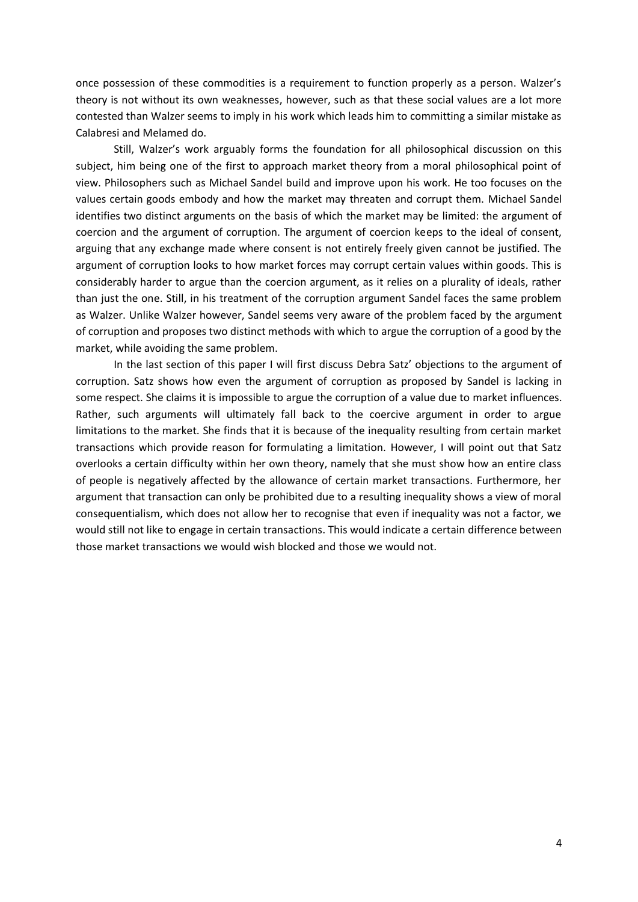once possession of these commodities is a requirement to function properly as a person. Walzer's theory is not without its own weaknesses, however, such as that these social values are a lot more contested than Walzer seems to imply in his work which leads him to committing a similar mistake as Calabresi and Melamed do.

Still, Walzer's work arguably forms the foundation for all philosophical discussion on this subject, him being one of the first to approach market theory from a moral philosophical point of view. Philosophers such as Michael Sandel build and improve upon his work. He too focuses on the values certain goods embody and how the market may threaten and corrupt them. Michael Sandel identifies two distinct arguments on the basis of which the market may be limited: the argument of coercion and the argument of corruption. The argument of coercion keeps to the ideal of consent, arguing that any exchange made where consent is not entirely freely given cannot be justified. The argument of corruption looks to how market forces may corrupt certain values within goods. This is considerably harder to argue than the coercion argument, as it relies on a plurality of ideals, rather than just the one. Still, in his treatment of the corruption argument Sandel faces the same problem as Walzer. Unlike Walzer however, Sandel seems very aware of the problem faced by the argument of corruption and proposes two distinct methods with which to argue the corruption of a good by the market, while avoiding the same problem.

In the last section of this paper I will first discuss Debra Satz' objections to the argument of corruption. Satz shows how even the argument of corruption as proposed by Sandel is lacking in some respect. She claims it is impossible to argue the corruption of a value due to market influences. Rather, such arguments will ultimately fall back to the coercive argument in order to argue limitations to the market. She finds that it is because of the inequality resulting from certain market transactions which provide reason for formulating a limitation. However, I will point out that Satz overlooks a certain difficulty within her own theory, namely that she must show how an entire class of people is negatively affected by the allowance of certain market transactions. Furthermore, her argument that transaction can only be prohibited due to a resulting inequality shows a view of moral consequentialism, which does not allow her to recognise that even if inequality was not a factor, we would still not like to engage in certain transactions. This would indicate a certain difference between those market transactions we would wish blocked and those we would not.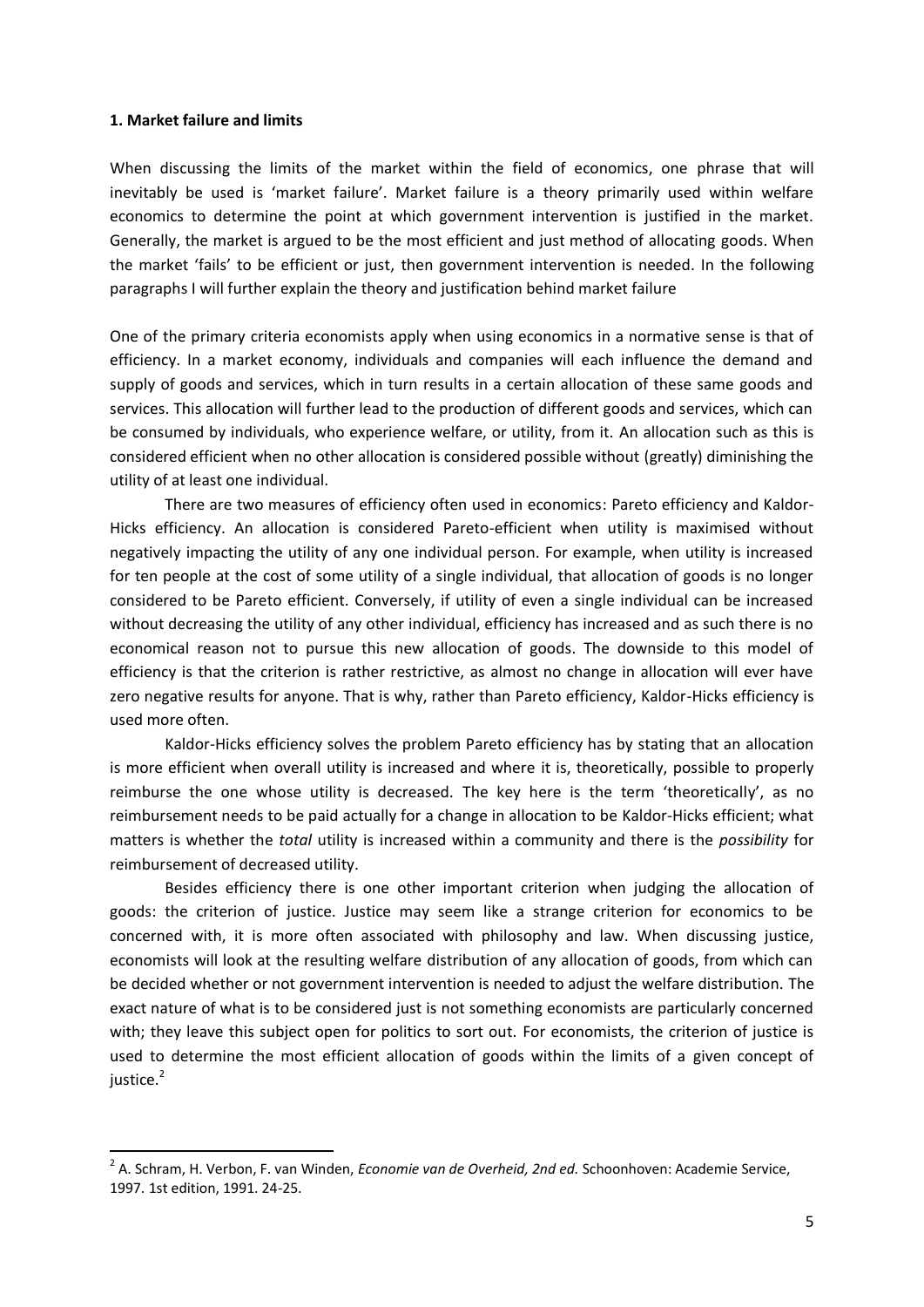**1. Market failure and limits**

When discussing the limits of the market within the field of economics, one phrase that will inevitably be used is 'market failure'. Market failure is a theory primarily used within welfare economics to determine the point at which government intervention is justified in the market. Generally, the market is argued to be the most efficient and just method of allocating goods. When the market 'fails' to be efficient or just, then government intervention is needed. In the following paragraphs I will further explain the theory and justification behind market failure

One of the primary criteria economists apply when using economics in a normative sense is that of efficiency. In a market economy, individuals and companies will each influence the demand and supply of goods and services, which in turn results in a certain allocation of these same goods and services. This allocation will further lead to the production of different goods and services, which can be consumed by individuals, who experience welfare, or utility, from it. An allocation such as this is considered efficient when no other allocation is considered possible without (greatly) diminishing the utility of at least one individual.

There are two measures of efficiency often used in economics: Pareto efficiency and Kaldor-Hicks efficiency. An allocation is considered Pareto-efficient when utility is maximised without negatively impacting the utility of any one individual person. For example, when utility is increased for ten people at the cost of some utility of a single individual, that allocation of goods is no longer considered to be Pareto efficient. Conversely, if utility of even a single individual can be increased without decreasing the utility of any other individual, efficiency has increased and as such there is no economical reason not to pursue this new allocation of goods. The downside to this model of efficiency is that the criterion is rather restrictive, as almost no change in allocation will ever have zero negative results for anyone. That is why, rather than Pareto efficiency, Kaldor-Hicks efficiency is used more often.

Kaldor-Hicks efficiency solves the problem Pareto efficiency has by stating that an allocation is more efficient when overall utility is increased and where it is, theoretically, possible to properly reimburse the one whose utility is decreased. The key here is the term 'theoretically', as no reimbursement needs to be paid actually for a change in allocation to be Kaldor-Hicks efficient; what matters is whether the *total* utility is increased within a community and there is the *possibility* for reimbursement of decreased utility.

Besides efficiency there is one other important criterion when judging the allocation of goods: the criterion of justice. Justice may seem like a strange criterion for economics to be concerned with, it is more often associated with philosophy and law. When discussing justice, economists will look at the resulting welfare distribution of any allocation of goods, from which can be decided whether or not government intervention is needed to adjust the welfare distribution. The exact nature of what is to be considered just is not something economists are particularly concerned with; they leave this subject open for politics to sort out. For economists, the criterion of justice is used to determine the most efficient allocation of goods within the limits of a given concept of justice.[2]

[2] A. Schram, H. Verbon, F. van Winden, *Economie van de Overheid, 2nd ed.* Schoonhoven: Academie Service, 1997. 1st edition, 1991. 24-25.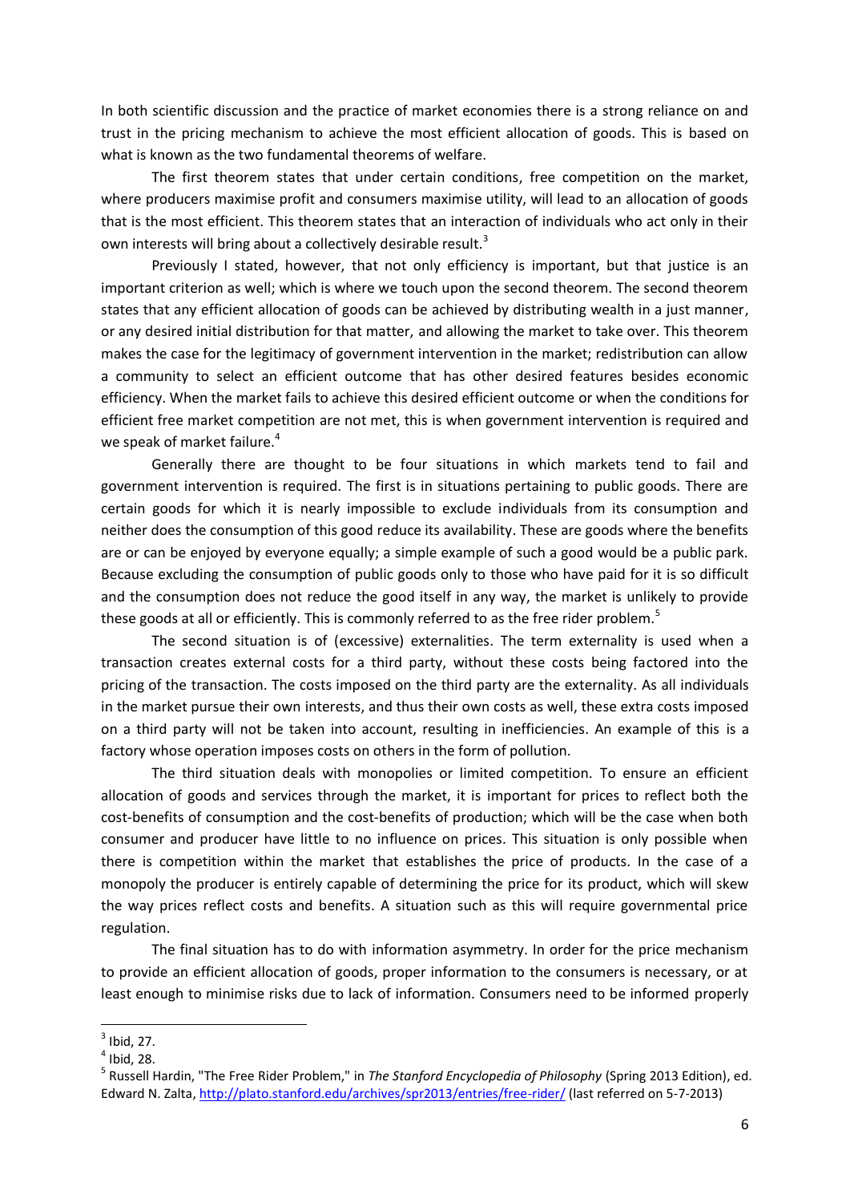In both scientific discussion and the practice of market economies there is a strong reliance on and trust in the pricing mechanism to achieve the most efficient allocation of goods. This is based on what is known as the two fundamental theorems of welfare.

The first theorem states that under certain conditions, free competition on the market, where producers maximise profit and consumers maximise utility, will lead to an allocation of goods that is the most efficient. This theorem states that an interaction of individuals who act only in their own interests will bring about a collectively desirable result.[3]

Previously I stated, however, that not only efficiency is important, but that justice is an important criterion as well; which is where we touch upon the second theorem. The second theorem states that any efficient allocation of goods can be achieved by distributing wealth in a just manner, or any desired initial distribution for that matter, and allowing the market to take over. This theorem makes the case for the legitimacy of government intervention in the market; redistribution can allow a community to select an efficient outcome that has other desired features besides economic efficiency. When the market fails to achieve this desired efficient outcome or when the conditions for efficient free market competition are not met, this is when government intervention is required and we speak of market failure.[4]

Generally there are thought to be four situations in which markets tend to fail and government intervention is required. The first is in situations pertaining to public goods. There are certain goods for which it is nearly impossible to exclude individuals from its consumption and neither does the consumption of this good reduce its availability. These are goods where the benefits are or can be enjoyed by everyone equally; a simple example of such a good would be a public park. Because excluding the consumption of public goods only to those who have paid for it is so difficult and the consumption does not reduce the good itself in any way, the market is unlikely to provide these goods at all or efficiently. This is commonly referred to as the free rider problem.[5]

The second situation is of (excessive) externalities. The term externality is used when a transaction creates external costs for a third party, without these costs being factored into the pricing of the transaction. The costs imposed on the third party are the externality. As all individuals in the market pursue their own interests, and thus their own costs as well, these extra costs imposed on a third party will not be taken into account, resulting in inefficiencies. An example of this is a factory whose operation imposes costs on others in the form of pollution.

The third situation deals with monopolies or limited competition. To ensure an efficient allocation of goods and services through the market, it is important for prices to reflect both the cost-benefits of consumption and the cost-benefits of production; which will be the case when both consumer and producer have little to no influence on prices. This situation is only possible when there is competition within the market that establishes the price of products. In the case of a monopoly the producer is entirely capable of determining the price for its product, which will skew the way prices reflect costs and benefits. A situation such as this will require governmental price regulation.

The final situation has to do with information asymmetry. In order for the price mechanism to provide an efficient allocation of goods, proper information to the consumers is necessary, or at least enough to minimise risks due to lack of information. Consumers need to be informed properly

---

[3] Ibid, 27.

[4] Ibid, 28.

[5] Russell Hardin, "The Free Rider Problem," in *The Stanford Encyclopedia of Philosophy* (Spring 2013 Edition), ed. Edward N. Zalta, http://plato.stanford.edu/archives/spr2013/entries/free-rider/ (last referred on 5-7-2013)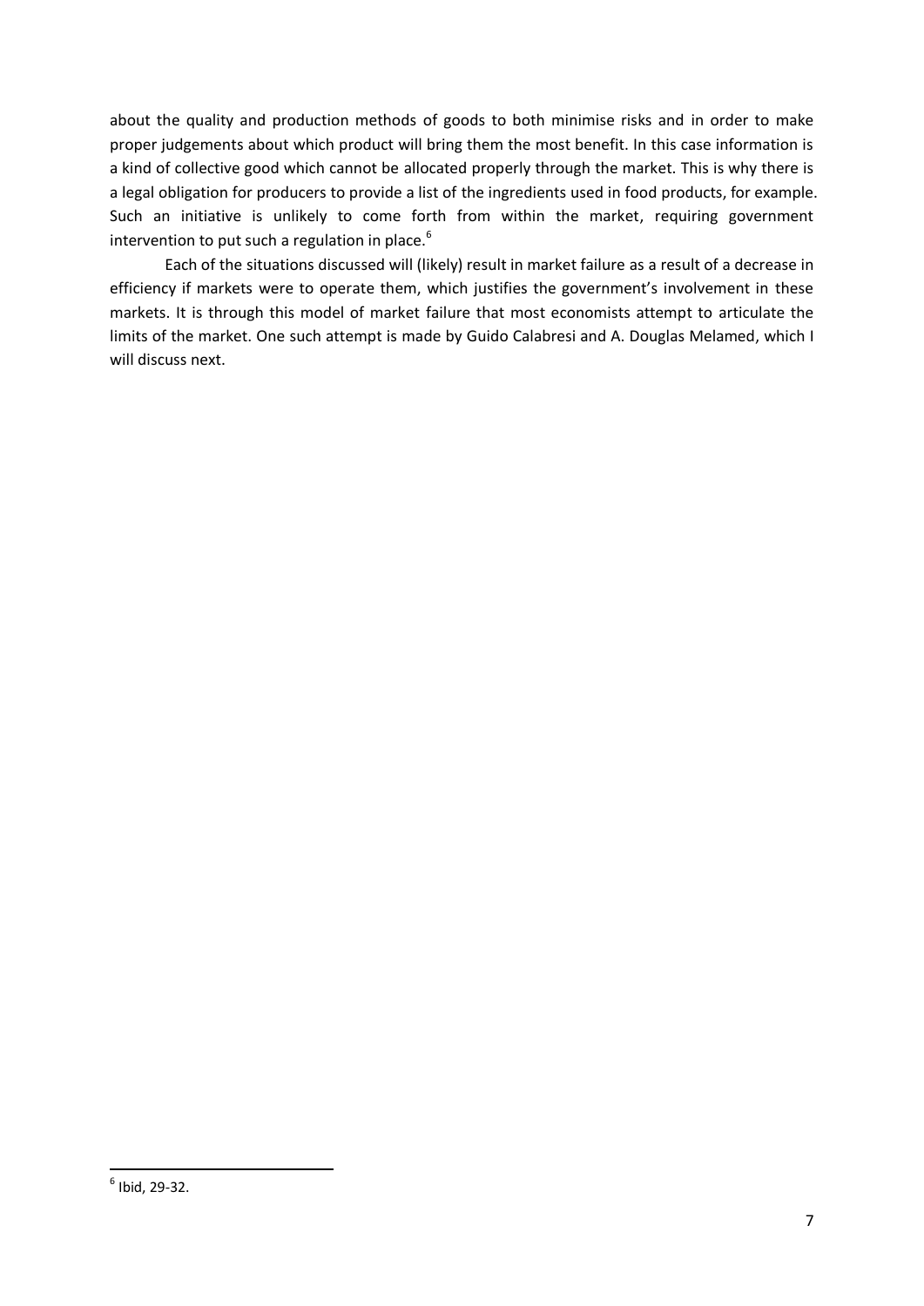about the quality and production methods of goods to both minimise risks and in order to make proper judgements about which product will bring them the most benefit. In this case information is a kind of collective good which cannot be allocated properly through the market. This is why there is a legal obligation for producers to provide a list of the ingredients used in food products, for example. Such an initiative is unlikely to come forth from within the market, requiring government intervention to put such a regulation in place.[6]

Each of the situations discussed will (likely) result in market failure as a result of a decrease in efficiency if markets were to operate them, which justifies the government's involvement in these markets. It is through this model of market failure that most economists attempt to articulate the limits of the market. One such attempt is made by Guido Calabresi and A. Douglas Melamed, which I will discuss next.

[6] Ibid, 29-32.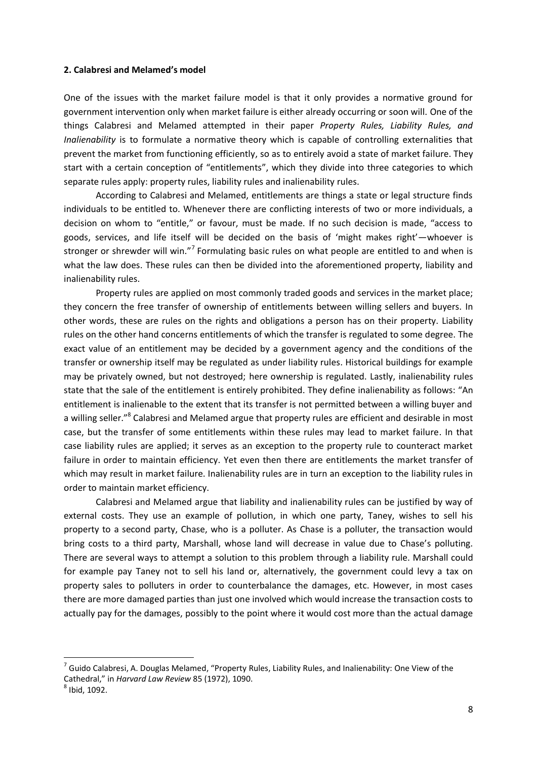**2. Calabresi and Melamed's model**

One of the issues with the market failure model is that it only provides a normative ground for government intervention only when market failure is either already occurring or soon will. One of the things Calabresi and Melamed attempted in their paper *Property Rules, Liability Rules, and Inalienability* is to formulate a normative theory which is capable of controlling externalities that prevent the market from functioning efficiently, so as to entirely avoid a state of market failure. They start with a certain conception of "entitlements", which they divide into three categories to which separate rules apply: property rules, liability rules and inalienability rules.

According to Calabresi and Melamed, entitlements are things a state or legal structure finds individuals to be entitled to. Whenever there are conflicting interests of two or more individuals, a decision on whom to "entitle," or favour, must be made. If no such decision is made, "access to goods, services, and life itself will be decided on the basis of 'might makes right'—whoever is stronger or shrewder will win."[7] Formulating basic rules on what people are entitled to and when is what the law does. These rules can then be divided into the aforementioned property, liability and inalienability rules.

Property rules are applied on most commonly traded goods and services in the market place; they concern the free transfer of ownership of entitlements between willing sellers and buyers. In other words, these are rules on the rights and obligations a person has on their property. Liability rules on the other hand concerns entitlements of which the transfer is regulated to some degree. The exact value of an entitlement may be decided by a government agency and the conditions of the transfer or ownership itself may be regulated as under liability rules. Historical buildings for example may be privately owned, but not destroyed; here ownership is regulated. Lastly, inalienability rules state that the sale of the entitlement is entirely prohibited. They define inalienability as follows: "An entitlement is inalienable to the extent that its transfer is not permitted between a willing buyer and a willing seller."[8] Calabresi and Melamed argue that property rules are efficient and desirable in most case, but the transfer of some entitlements within these rules may lead to market failure. In that case liability rules are applied; it serves as an exception to the property rule to counteract market failure in order to maintain efficiency. Yet even then there are entitlements the market transfer of which may result in market failure. Inalienability rules are in turn an exception to the liability rules in order to maintain market efficiency.

Calabresi and Melamed argue that liability and inalienability rules can be justified by way of external costs. They use an example of pollution, in which one party, Taney, wishes to sell his property to a second party, Chase, who is a polluter. As Chase is a polluter, the transaction would bring costs to a third party, Marshall, whose land will decrease in value due to Chase's polluting. There are several ways to attempt a solution to this problem through a liability rule. Marshall could for example pay Taney not to sell his land or, alternatively, the government could levy a tax on property sales to polluters in order to counterbalance the damages, etc. However, in most cases there are more damaged parties than just one involved which would increase the transaction costs to actually pay for the damages, possibly to the point where it would cost more than the actual damage

---

[7] Guido Calabresi, A. Douglas Melamed, "Property Rules, Liability Rules, and Inalienability: One View of the Cathedral," in *Harvard Law Review* 85 (1972), 1090.

[8] Ibid, 1092.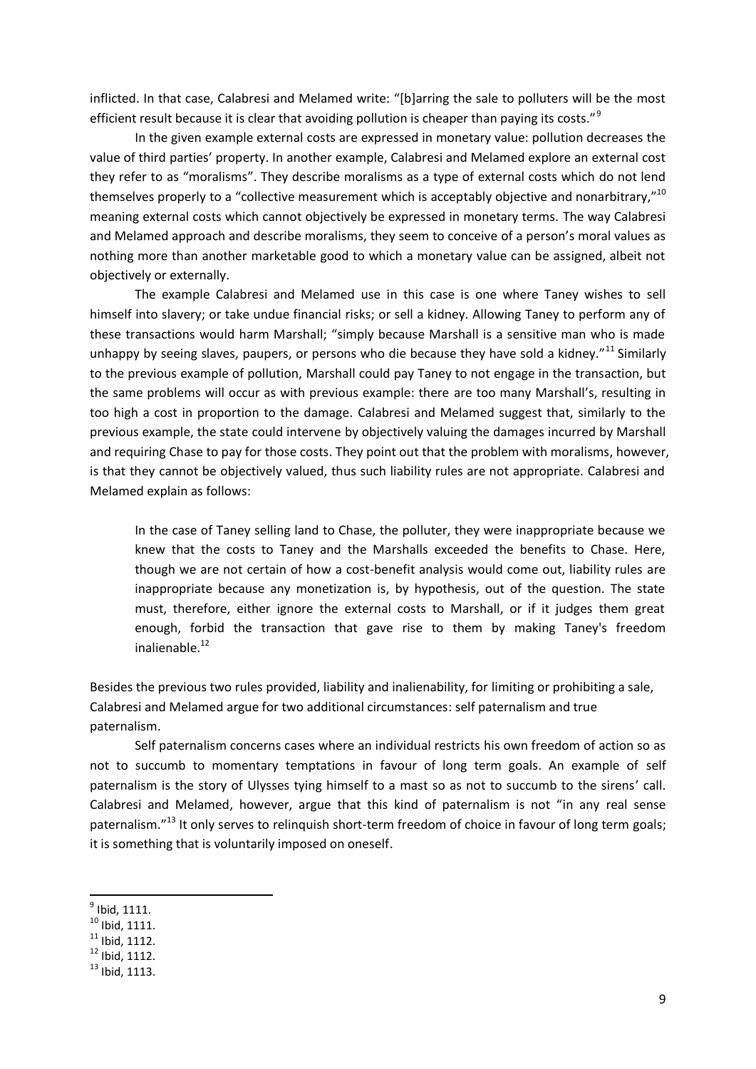inflicted. In that case, Calabresi and Melamed write: "[b]arring the sale to polluters will be the most efficient result because it is clear that avoiding pollution is cheaper than paying its costs."[9]

In the given example external costs are expressed in monetary value: pollution decreases the value of third parties' property. In another example, Calabresi and Melamed explore an external cost they refer to as "moralisms". They describe moralisms as a type of external costs which do not lend themselves properly to a "collective measurement which is acceptably objective and nonarbitrary,"[10] meaning external costs which cannot objectively be expressed in monetary terms. The way Calabresi and Melamed approach and describe moralisms, they seem to conceive of a person's moral values as nothing more than another marketable good to which a monetary value can be assigned, albeit not objectively or externally.

The example Calabresi and Melamed use in this case is one where Taney wishes to sell himself into slavery; or take undue financial risks; or sell a kidney. Allowing Taney to perform any of these transactions would harm Marshall; "simply because Marshall is a sensitive man who is made unhappy by seeing slaves, paupers, or persons who die because they have sold a kidney."[11] Similarly to the previous example of pollution, Marshall could pay Taney to not engage in the transaction, but the same problems will occur as with previous example: there are too many Marshall's, resulting in too high a cost in proportion to the damage. Calabresi and Melamed suggest that, similarly to the previous example, the state could intervene by objectively valuing the damages incurred by Marshall and requiring Chase to pay for those costs. They point out that the problem with moralisms, however, is that they cannot be objectively valued, thus such liability rules are not appropriate. Calabresi and Melamed explain as follows:

> In the case of Taney selling land to Chase, the polluter, they were inappropriate because we knew that the costs to Taney and the Marshalls exceeded the benefits to Chase. Here, though we are not certain of how a cost-benefit analysis would come out, liability rules are inappropriate because any monetization is, by hypothesis, out of the question. The state must, therefore, either ignore the external costs to Marshall, or if it judges them great enough, forbid the transaction that gave rise to them by making Taney's freedom inalienable.[12]

Besides the previous two rules provided, liability and inalienability, for limiting or prohibiting a sale, Calabresi and Melamed argue for two additional circumstances: self paternalism and true paternalism.

Self paternalism concerns cases where an individual restricts his own freedom of action so as not to succumb to momentary temptations in favour of long term goals. An example of self paternalism is the story of Ulysses tying himself to a mast so as not to succumb to the sirens' call. Calabresi and Melamed, however, argue that this kind of paternalism is not "in any real sense paternalism."[13] It only serves to relinquish short-term freedom of choice in favour of long term goals; it is something that is voluntarily imposed on oneself.

[9] Ibid, 1111.
[10] Ibid, 1111.
[11] Ibid, 1112.
[12] Ibid, 1112.
[13] Ibid, 1113.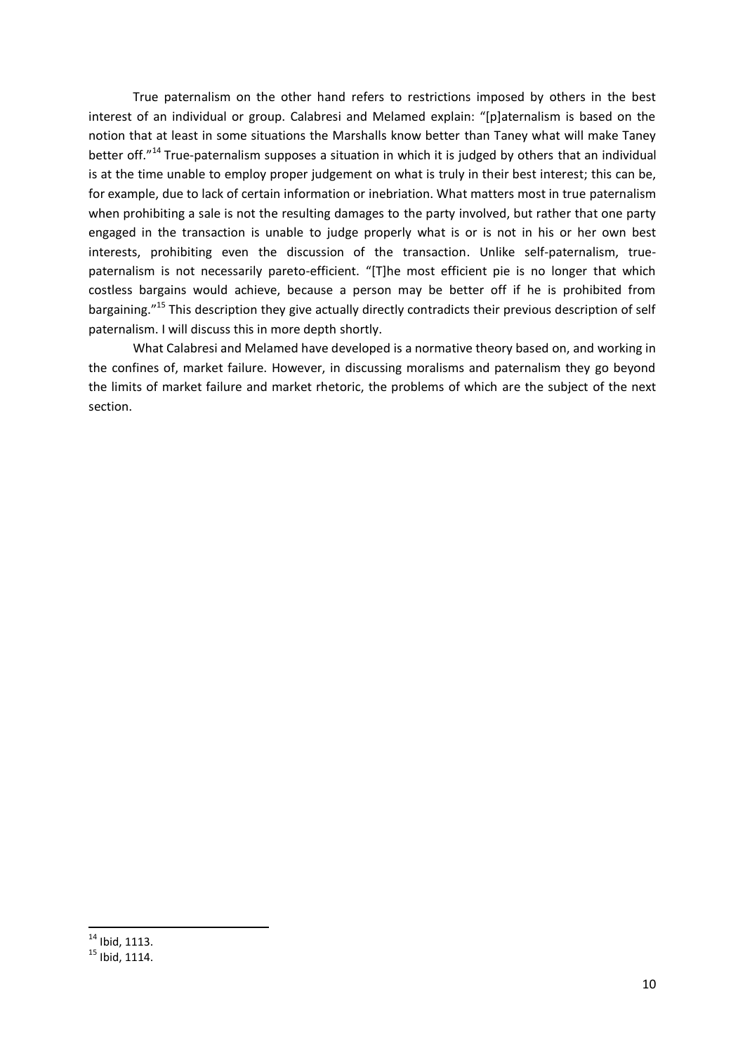True paternalism on the other hand refers to restrictions imposed by others in the best interest of an individual or group. Calabresi and Melamed explain: "[p]aternalism is based on the notion that at least in some situations the Marshalls know better than Taney what will make Taney better off."[14] True-paternalism supposes a situation in which it is judged by others that an individual is at the time unable to employ proper judgement on what is truly in their best interest; this can be, for example, due to lack of certain information or inebriation. What matters most in true paternalism when prohibiting a sale is not the resulting damages to the party involved, but rather that one party engaged in the transaction is unable to judge properly what is or is not in his or her own best interests, prohibiting even the discussion of the transaction. Unlike self-paternalism, true-paternalism is not necessarily pareto-efficient. "[T]he most efficient pie is no longer that which costless bargains would achieve, because a person may be better off if he is prohibited from bargaining."[15] This description they give actually directly contradicts their previous description of self paternalism. I will discuss this in more depth shortly.

What Calabresi and Melamed have developed is a normative theory based on, and working in the confines of, market failure. However, in discussing moralisms and paternalism they go beyond the limits of market failure and market rhetoric, the problems of which are the subject of the next section.

---

[14] Ibid, 1113.

[15] Ibid, 1114.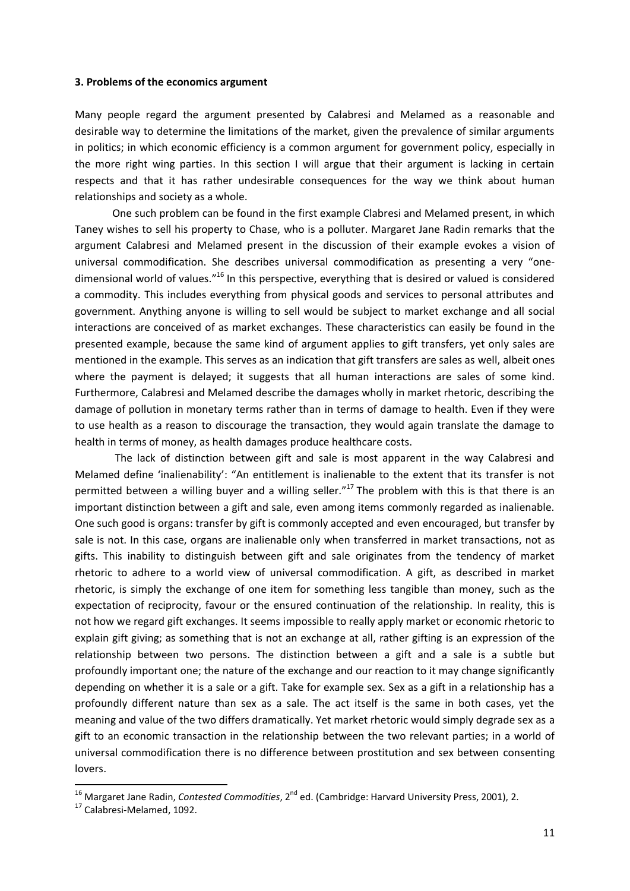**3. Problems of the economics argument**

Many people regard the argument presented by Calabresi and Melamed as a reasonable and desirable way to determine the limitations of the market, given the prevalence of similar arguments in politics; in which economic efficiency is a common argument for government policy, especially in the more right wing parties. In this section I will argue that their argument is lacking in certain respects and that it has rather undesirable consequences for the way we think about human relationships and society as a whole.

One such problem can be found in the first example Clabresi and Melamed present, in which Taney wishes to sell his property to Chase, who is a polluter. Margaret Jane Radin remarks that the argument Calabresi and Melamed present in the discussion of their example evokes a vision of universal commodification. She describes universal commodification as presenting a very "one-dimensional world of values."[16] In this perspective, everything that is desired or valued is considered a commodity. This includes everything from physical goods and services to personal attributes and government. Anything anyone is willing to sell would be subject to market exchange and all social interactions are conceived of as market exchanges. These characteristics can easily be found in the presented example, because the same kind of argument applies to gift transfers, yet only sales are mentioned in the example. This serves as an indication that gift transfers are sales as well, albeit ones where the payment is delayed; it suggests that all human interactions are sales of some kind. Furthermore, Calabresi and Melamed describe the damages wholly in market rhetoric, describing the damage of pollution in monetary terms rather than in terms of damage to health. Even if they were to use health as a reason to discourage the transaction, they would again translate the damage to health in terms of money, as health damages produce healthcare costs.

The lack of distinction between gift and sale is most apparent in the way Calabresi and Melamed define 'inalienability': "An entitlement is inalienable to the extent that its transfer is not permitted between a willing buyer and a willing seller."[17] The problem with this is that there is an important distinction between a gift and sale, even among items commonly regarded as inalienable. One such good is organs: transfer by gift is commonly accepted and even encouraged, but transfer by sale is not. In this case, organs are inalienable only when transferred in market transactions, not as gifts. This inability to distinguish between gift and sale originates from the tendency of market rhetoric to adhere to a world view of universal commodification. A gift, as described in market rhetoric, is simply the exchange of one item for something less tangible than money, such as the expectation of reciprocity, favour or the ensured continuation of the relationship. In reality, this is not how we regard gift exchanges. It seems impossible to really apply market or economic rhetoric to explain gift giving; as something that is not an exchange at all, rather gifting is an expression of the relationship between two persons. The distinction between a gift and a sale is a subtle but profoundly important one; the nature of the exchange and our reaction to it may change significantly depending on whether it is a sale or a gift. Take for example sex. Sex as a gift in a relationship has a profoundly different nature than sex as a sale. The act itself is the same in both cases, yet the meaning and value of the two differs dramatically. Yet market rhetoric would simply degrade sex as a gift to an economic transaction in the relationship between the two relevant parties; in a world of universal commodification there is no difference between prostitution and sex between consenting lovers.

---

[16] Margaret Jane Radin, *Contested Commodities*, 2nd ed. (Cambridge: Harvard University Press, 2001), 2.

[17] Calabresi-Melamed, 1092.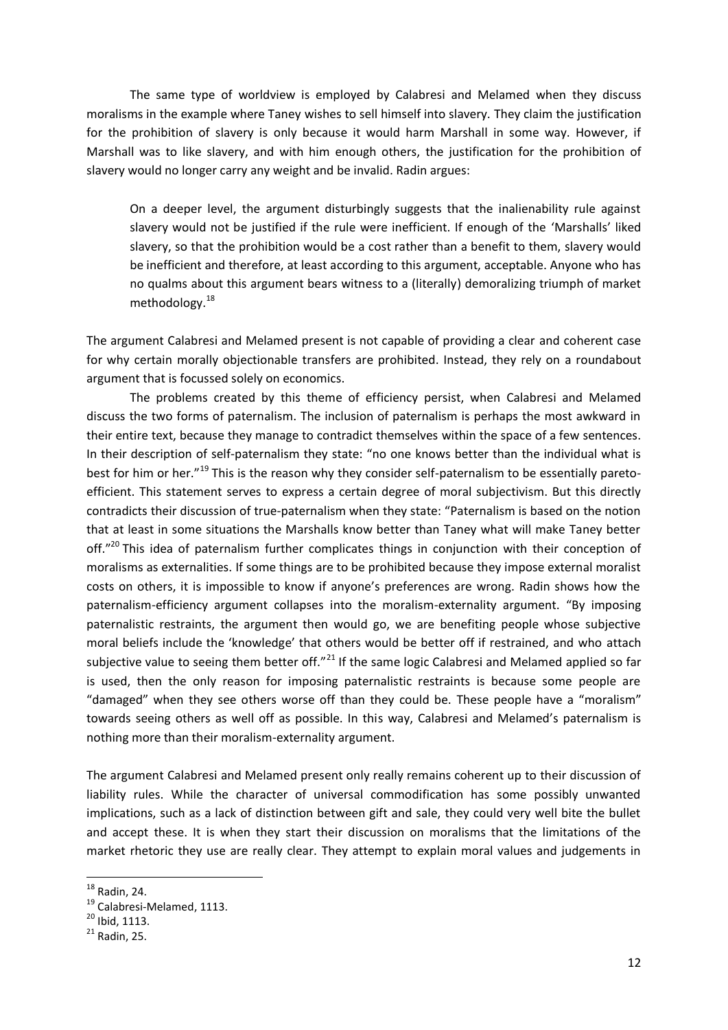The same type of worldview is employed by Calabresi and Melamed when they discuss moralisms in the example where Taney wishes to sell himself into slavery. They claim the justification for the prohibition of slavery is only because it would harm Marshall in some way. However, if Marshall was to like slavery, and with him enough others, the justification for the prohibition of slavery would no longer carry any weight and be invalid. Radin argues:

> On a deeper level, the argument disturbingly suggests that the inalienability rule against slavery would not be justified if the rule were inefficient. If enough of the 'Marshalls' liked slavery, so that the prohibition would be a cost rather than a benefit to them, slavery would be inefficient and therefore, at least according to this argument, acceptable. Anyone who has no qualms about this argument bears witness to a (literally) demoralizing triumph of market methodology.[18]

The argument Calabresi and Melamed present is not capable of providing a clear and coherent case for why certain morally objectionable transfers are prohibited. Instead, they rely on a roundabout argument that is focussed solely on economics.

The problems created by this theme of efficiency persist, when Calabresi and Melamed discuss the two forms of paternalism. The inclusion of paternalism is perhaps the most awkward in their entire text, because they manage to contradict themselves within the space of a few sentences. In their description of self-paternalism they state: "no one knows better than the individual what is best for him or her."[19] This is the reason why they consider self-paternalism to be essentially pareto-efficient. This statement serves to express a certain degree of moral subjectivism. But this directly contradicts their discussion of true-paternalism when they state: "Paternalism is based on the notion that at least in some situations the Marshalls know better than Taney what will make Taney better off."[20] This idea of paternalism further complicates things in conjunction with their conception of moralisms as externalities. If some things are to be prohibited because they impose external moralist costs on others, it is impossible to know if anyone's preferences are wrong. Radin shows how the paternalism-efficiency argument collapses into the moralism-externality argument. "By imposing paternalistic restraints, the argument then would go, we are benefiting people whose subjective moral beliefs include the 'knowledge' that others would be better off if restrained, and who attach subjective value to seeing them better off."[21] If the same logic Calabresi and Melamed applied so far is used, then the only reason for imposing paternalistic restraints is because some people are "damaged" when they see others worse off than they could be. These people have a "moralism" towards seeing others as well off as possible. In this way, Calabresi and Melamed's paternalism is nothing more than their moralism-externality argument.

The argument Calabresi and Melamed present only really remains coherent up to their discussion of liability rules. While the character of universal commodification has some possibly unwanted implications, such as a lack of distinction between gift and sale, they could very well bite the bullet and accept these. It is when they start their discussion on moralisms that the limitations of the market rhetoric they use are really clear. They attempt to explain moral values and judgements in

---

[18] Radin, 24.

[19] Calabresi-Melamed, 1113.

[20] Ibid, 1113.

[21] Radin, 25.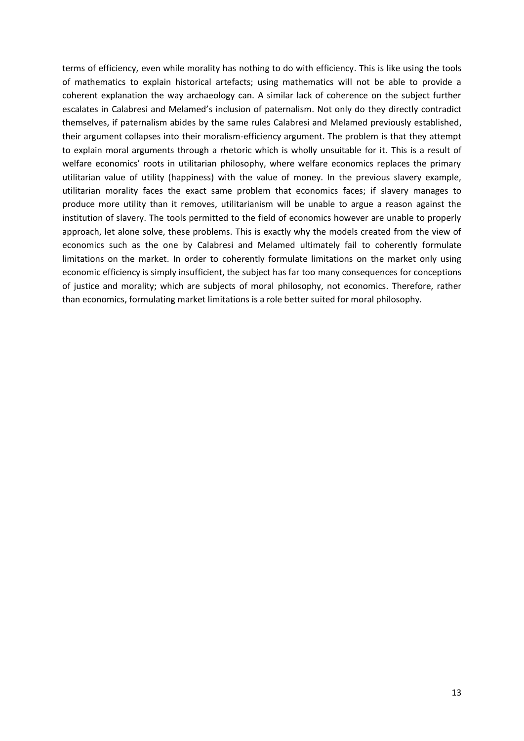terms of efficiency, even while morality has nothing to do with efficiency. This is like using the tools of mathematics to explain historical artefacts; using mathematics will not be able to provide a coherent explanation the way archaeology can. A similar lack of coherence on the subject further escalates in Calabresi and Melamed's inclusion of paternalism. Not only do they directly contradict themselves, if paternalism abides by the same rules Calabresi and Melamed previously established, their argument collapses into their moralism-efficiency argument. The problem is that they attempt to explain moral arguments through a rhetoric which is wholly unsuitable for it. This is a result of welfare economics' roots in utilitarian philosophy, where welfare economics replaces the primary utilitarian value of utility (happiness) with the value of money. In the previous slavery example, utilitarian morality faces the exact same problem that economics faces; if slavery manages to produce more utility than it removes, utilitarianism will be unable to argue a reason against the institution of slavery. The tools permitted to the field of economics however are unable to properly approach, let alone solve, these problems. This is exactly why the models created from the view of economics such as the one by Calabresi and Melamed ultimately fail to coherently formulate limitations on the market. In order to coherently formulate limitations on the market only using economic efficiency is simply insufficient, the subject has far too many consequences for conceptions of justice and morality; which are subjects of moral philosophy, not economics. Therefore, rather than economics, formulating market limitations is a role better suited for moral philosophy.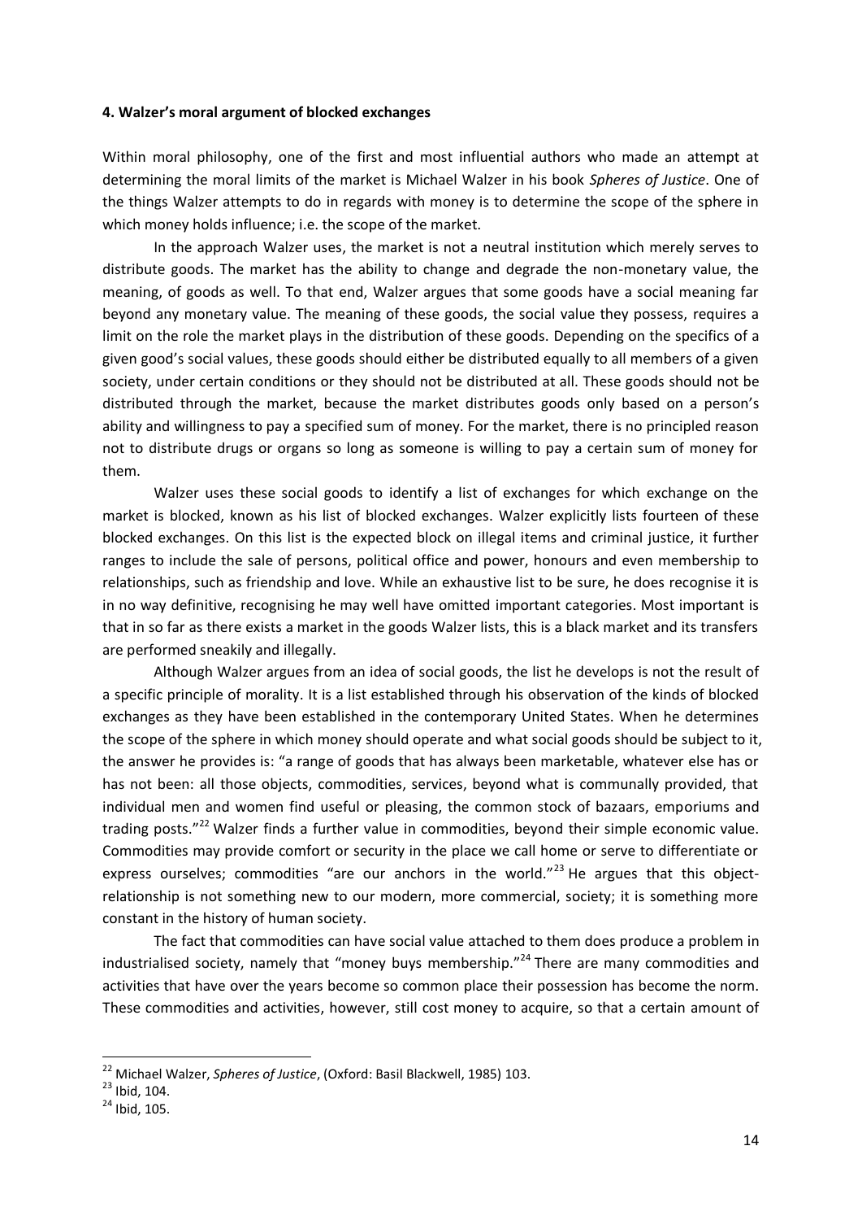#### 4. Walzer's moral argument of blocked exchanges

Within moral philosophy, one of the first and most influential authors who made an attempt at determining the moral limits of the market is Michael Walzer in his book *Spheres of Justice*. One of the things Walzer attempts to do in regards with money is to determine the scope of the sphere in which money holds influence; i.e. the scope of the market.

In the approach Walzer uses, the market is not a neutral institution which merely serves to distribute goods. The market has the ability to change and degrade the non-monetary value, the meaning, of goods as well. To that end, Walzer argues that some goods have a social meaning far beyond any monetary value. The meaning of these goods, the social value they possess, requires a limit on the role the market plays in the distribution of these goods. Depending on the specifics of a given good's social values, these goods should either be distributed equally to all members of a given society, under certain conditions or they should not be distributed at all. These goods should not be distributed through the market, because the market distributes goods only based on a person's ability and willingness to pay a specified sum of money. For the market, there is no principled reason not to distribute drugs or organs so long as someone is willing to pay a certain sum of money for them.

Walzer uses these social goods to identify a list of exchanges for which exchange on the market is blocked, known as his list of blocked exchanges. Walzer explicitly lists fourteen of these blocked exchanges. On this list is the expected block on illegal items and criminal justice, it further ranges to include the sale of persons, political office and power, honours and even membership to relationships, such as friendship and love. While an exhaustive list to be sure, he does recognise it is in no way definitive, recognising he may well have omitted important categories. Most important is that in so far as there exists a market in the goods Walzer lists, this is a black market and its transfers are performed sneakily and illegally.

Although Walzer argues from an idea of social goods, the list he develops is not the result of a specific principle of morality. It is a list established through his observation of the kinds of blocked exchanges as they have been established in the contemporary United States. When he determines the scope of the sphere in which money should operate and what social goods should be subject to it, the answer he provides is: "a range of goods that has always been marketable, whatever else has or has not been: all those objects, commodities, services, beyond what is communally provided, that individual men and women find useful or pleasing, the common stock of bazaars, emporiums and trading posts."[22] Walzer finds a further value in commodities, beyond their simple economic value. Commodities may provide comfort or security in the place we call home or serve to differentiate or express ourselves; commodities "are our anchors in the world."[23] He argues that this object-relationship is not something new to our modern, more commercial, society; it is something more constant in the history of human society.

The fact that commodities can have social value attached to them does produce a problem in industrialised society, namely that "money buys membership."[24] There are many commodities and activities that have over the years become so common place their possession has become the norm. These commodities and activities, however, still cost money to acquire, so that a certain amount of

---

[22] Michael Walzer, *Spheres of Justice*, (Oxford: Basil Blackwell, 1985) 103.

[23] Ibid, 104.

[24] Ibid, 105.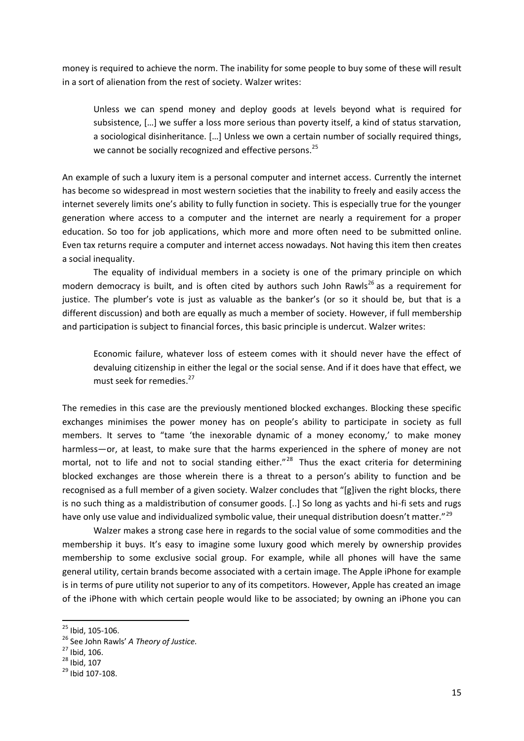money is required to achieve the norm. The inability for some people to buy some of these will result in a sort of alienation from the rest of society. Walzer writes:

> Unless we can spend money and deploy goods at levels beyond what is required for subsistence, […] we suffer a loss more serious than poverty itself, a kind of status starvation, a sociological disinheritance. […] Unless we own a certain number of socially required things, we cannot be socially recognized and effective persons.[25]

An example of such a luxury item is a personal computer and internet access. Currently the internet has become so widespread in most western societies that the inability to freely and easily access the internet severely limits one's ability to fully function in society. This is especially true for the younger generation where access to a computer and the internet are nearly a requirement for a proper education. So too for job applications, which more and more often need to be submitted online. Even tax returns require a computer and internet access nowadays. Not having this item then creates a social inequality.

The equality of individual members in a society is one of the primary principle on which modern democracy is built, and is often cited by authors such John Rawls[26] as a requirement for justice. The plumber's vote is just as valuable as the banker's (or so it should be, but that is a different discussion) and both are equally as much a member of society. However, if full membership and participation is subject to financial forces, this basic principle is undercut. Walzer writes:

> Economic failure, whatever loss of esteem comes with it should never have the effect of devaluing citizenship in either the legal or the social sense. And if it does have that effect, we must seek for remedies.[27]

The remedies in this case are the previously mentioned blocked exchanges. Blocking these specific exchanges minimises the power money has on people's ability to participate in society as full members. It serves to "tame 'the inexorable dynamic of a money economy,' to make money harmless—or, at least, to make sure that the harms experienced in the sphere of money are not mortal, not to life and not to social standing either."[28] Thus the exact criteria for determining blocked exchanges are those wherein there is a threat to a person's ability to function and be recognised as a full member of a given society. Walzer concludes that "[g]iven the right blocks, there is no such thing as a maldistribution of consumer goods. [..] So long as yachts and hi-fi sets and rugs have only use value and individualized symbolic value, their unequal distribution doesn't matter."[29]

Walzer makes a strong case here in regards to the social value of some commodities and the membership it buys. It's easy to imagine some luxury good which merely by ownership provides membership to some exclusive social group. For example, while all phones will have the same general utility, certain brands become associated with a certain image. The Apple iPhone for example is in terms of pure utility not superior to any of its competitors. However, Apple has created an image of the iPhone with which certain people would like to be associated; by owning an iPhone you can

---

[25] Ibid, 105-106.

[26] See John Rawls' *A Theory of Justice.*

[27] Ibid, 106.

[28] Ibid, 107

[29] Ibid 107-108.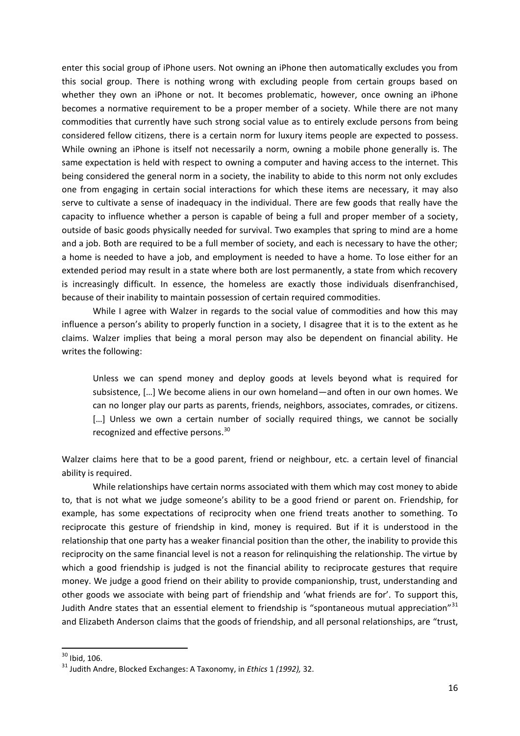enter this social group of iPhone users. Not owning an iPhone then automatically excludes you from this social group. There is nothing wrong with excluding people from certain groups based on whether they own an iPhone or not. It becomes problematic, however, once owning an iPhone becomes a normative requirement to be a proper member of a society. While there are not many commodities that currently have such strong social value as to entirely exclude persons from being considered fellow citizens, there is a certain norm for luxury items people are expected to possess. While owning an iPhone is itself not necessarily a norm, owning a mobile phone generally is. The same expectation is held with respect to owning a computer and having access to the internet. This being considered the general norm in a society, the inability to abide to this norm not only excludes one from engaging in certain social interactions for which these items are necessary, it may also serve to cultivate a sense of inadequacy in the individual. There are few goods that really have the capacity to influence whether a person is capable of being a full and proper member of a society, outside of basic goods physically needed for survival. Two examples that spring to mind are a home and a job. Both are required to be a full member of society, and each is necessary to have the other; a home is needed to have a job, and employment is needed to have a home. To lose either for an extended period may result in a state where both are lost permanently, a state from which recovery is increasingly difficult. In essence, the homeless are exactly those individuals disenfranchised, because of their inability to maintain possession of certain required commodities.

While I agree with Walzer in regards to the social value of commodities and how this may influence a person's ability to properly function in a society, I disagree that it is to the extent as he claims. Walzer implies that being a moral person may also be dependent on financial ability. He writes the following:

> Unless we can spend money and deploy goods at levels beyond what is required for subsistence, […] We become aliens in our own homeland—and often in our own homes. We can no longer play our parts as parents, friends, neighbors, associates, comrades, or citizens. […] Unless we own a certain number of socially required things, we cannot be socially recognized and effective persons.[30]

Walzer claims here that to be a good parent, friend or neighbour, etc. a certain level of financial ability is required.

While relationships have certain norms associated with them which may cost money to abide to, that is not what we judge someone's ability to be a good friend or parent on. Friendship, for example, has some expectations of reciprocity when one friend treats another to something. To reciprocate this gesture of friendship in kind, money is required. But if it is understood in the relationship that one party has a weaker financial position than the other, the inability to provide this reciprocity on the same financial level is not a reason for relinquishing the relationship. The virtue by which a good friendship is judged is not the financial ability to reciprocate gestures that require money. We judge a good friend on their ability to provide companionship, trust, understanding and other goods we associate with being part of friendship and 'what friends are for'. To support this, Judith Andre states that an essential element to friendship is "spontaneous mutual appreciation"[31] and Elizabeth Anderson claims that the goods of friendship, and all personal relationships, are "trust,

---

[30] Ibid, 106.

[31] Judith Andre, Blocked Exchanges: A Taxonomy, in *Ethics* 1 *(1992),* 32.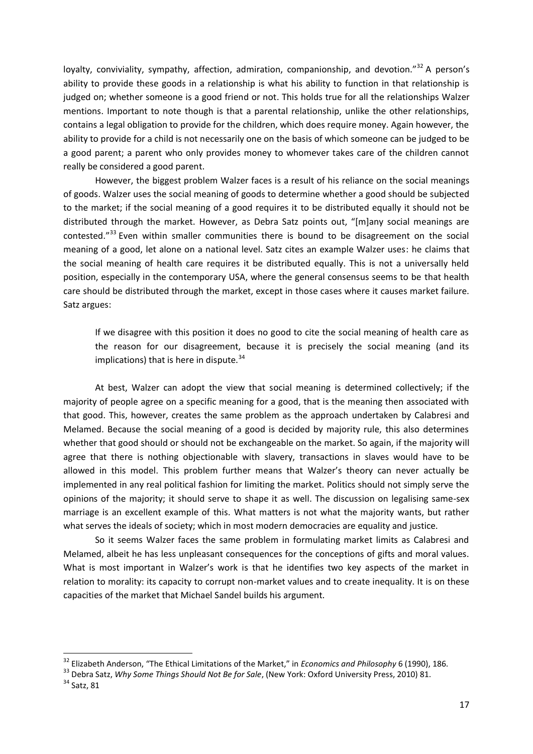loyalty, conviviality, sympathy, affection, admiration, companionship, and devotion."[32] A person's ability to provide these goods in a relationship is what his ability to function in that relationship is judged on; whether someone is a good friend or not. This holds true for all the relationships Walzer mentions. Important to note though is that a parental relationship, unlike the other relationships, contains a legal obligation to provide for the children, which does require money. Again however, the ability to provide for a child is not necessarily one on the basis of which someone can be judged to be a good parent; a parent who only provides money to whomever takes care of the children cannot really be considered a good parent.

However, the biggest problem Walzer faces is a result of his reliance on the social meanings of goods. Walzer uses the social meaning of goods to determine whether a good should be subjected to the market; if the social meaning of a good requires it to be distributed equally it should not be distributed through the market. However, as Debra Satz points out, "[m]any social meanings are contested."[33] Even within smaller communities there is bound to be disagreement on the social meaning of a good, let alone on a national level. Satz cites an example Walzer uses: he claims that the social meaning of health care requires it be distributed equally. This is not a universally held position, especially in the contemporary USA, where the general consensus seems to be that health care should be distributed through the market, except in those cases where it causes market failure. Satz argues:

> If we disagree with this position it does no good to cite the social meaning of health care as the reason for our disagreement, because it is precisely the social meaning (and its implications) that is here in dispute.[34]

At best, Walzer can adopt the view that social meaning is determined collectively; if the majority of people agree on a specific meaning for a good, that is the meaning then associated with that good. This, however, creates the same problem as the approach undertaken by Calabresi and Melamed. Because the social meaning of a good is decided by majority rule, this also determines whether that good should or should not be exchangeable on the market. So again, if the majority will agree that there is nothing objectionable with slavery, transactions in slaves would have to be allowed in this model. This problem further means that Walzer's theory can never actually be implemented in any real political fashion for limiting the market. Politics should not simply serve the opinions of the majority; it should serve to shape it as well. The discussion on legalising same-sex marriage is an excellent example of this. What matters is not what the majority wants, but rather what serves the ideals of society; which in most modern democracies are equality and justice.

So it seems Walzer faces the same problem in formulating market limits as Calabresi and Melamed, albeit he has less unpleasant consequences for the conceptions of gifts and moral values. What is most important in Walzer's work is that he identifies two key aspects of the market in relation to morality: its capacity to corrupt non-market values and to create inequality. It is on these capacities of the market that Michael Sandel builds his argument.

---

[32] Elizabeth Anderson, "The Ethical Limitations of the Market," in *Economics and Philosophy* 6 (1990), 186.

[33] Debra Satz, *Why Some Things Should Not Be for Sale*, (New York: Oxford University Press, 2010) 81.

[34] Satz, 81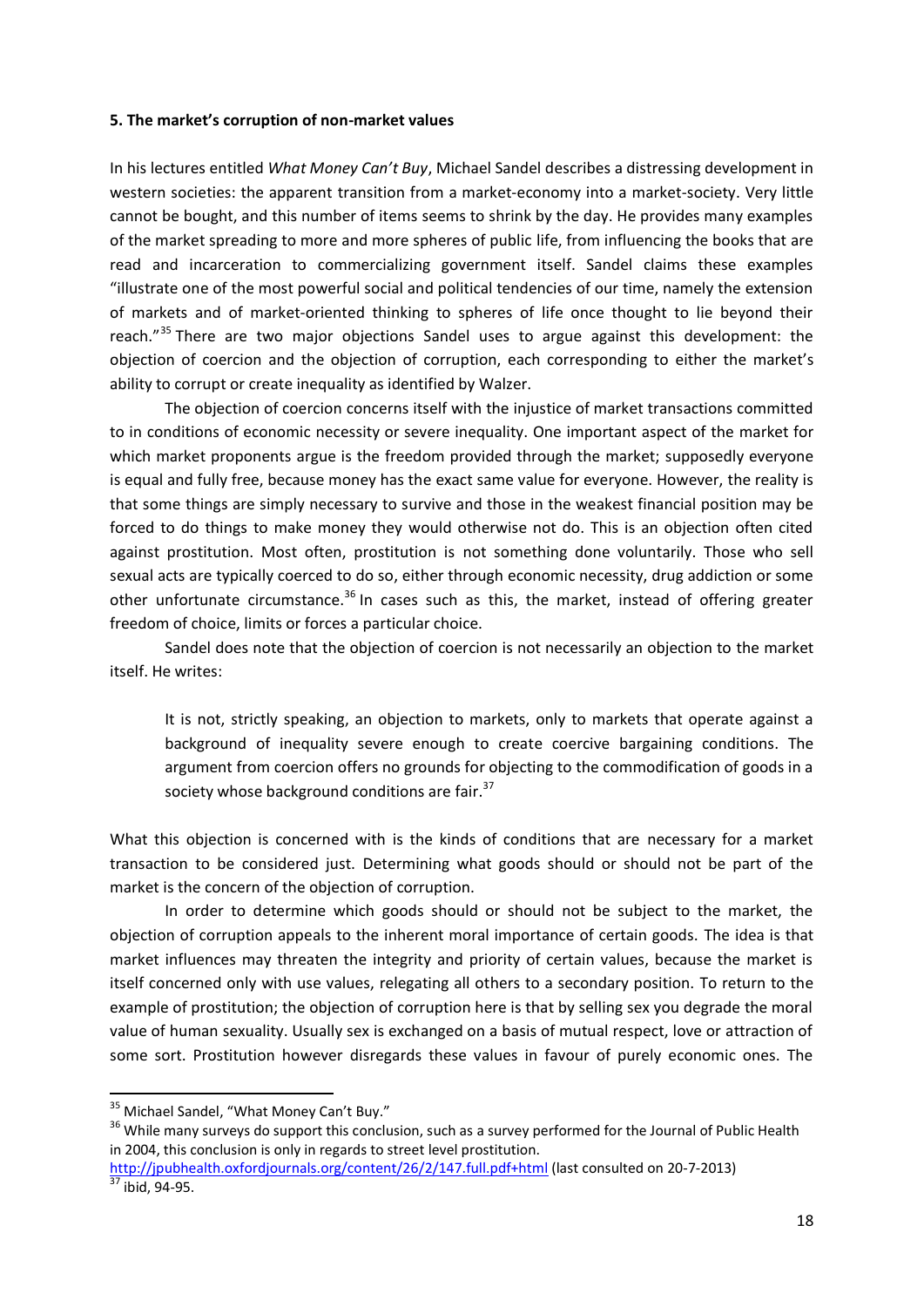**5. The market's corruption of non-market values**

In his lectures entitled *What Money Can't Buy*, Michael Sandel describes a distressing development in western societies: the apparent transition from a market-economy into a market-society. Very little cannot be bought, and this number of items seems to shrink by the day. He provides many examples of the market spreading to more and more spheres of public life, from influencing the books that are read and incarceration to commercializing government itself. Sandel claims these examples "illustrate one of the most powerful social and political tendencies of our time, namely the extension of markets and of market-oriented thinking to spheres of life once thought to lie beyond their reach."[35] There are two major objections Sandel uses to argue against this development: the objection of coercion and the objection of corruption, each corresponding to either the market's ability to corrupt or create inequality as identified by Walzer.

The objection of coercion concerns itself with the injustice of market transactions committed to in conditions of economic necessity or severe inequality. One important aspect of the market for which market proponents argue is the freedom provided through the market; supposedly everyone is equal and fully free, because money has the exact same value for everyone. However, the reality is that some things are simply necessary to survive and those in the weakest financial position may be forced to do things to make money they would otherwise not do. This is an objection often cited against prostitution. Most often, prostitution is not something done voluntarily. Those who sell sexual acts are typically coerced to do so, either through economic necessity, drug addiction or some other unfortunate circumstance.[36] In cases such as this, the market, instead of offering greater freedom of choice, limits or forces a particular choice.

Sandel does note that the objection of coercion is not necessarily an objection to the market itself. He writes:

> It is not, strictly speaking, an objection to markets, only to markets that operate against a background of inequality severe enough to create coercive bargaining conditions. The argument from coercion offers no grounds for objecting to the commodification of goods in a society whose background conditions are fair.[37]

What this objection is concerned with is the kinds of conditions that are necessary for a market transaction to be considered just. Determining what goods should or should not be part of the market is the concern of the objection of corruption.

In order to determine which goods should or should not be subject to the market, the objection of corruption appeals to the inherent moral importance of certain goods. The idea is that market influences may threaten the integrity and priority of certain values, because the market is itself concerned only with use values, relegating all others to a secondary position. To return to the example of prostitution; the objection of corruption here is that by selling sex you degrade the moral value of human sexuality. Usually sex is exchanged on a basis of mutual respect, love or attraction of some sort. Prostitution however disregards these values in favour of purely economic ones. The

---

[35] Michael Sandel, "What Money Can't Buy."

[36] While many surveys do support this conclusion, such as a survey performed for the Journal of Public Health in 2004, this conclusion is only in regards to street level prostitution. http://jpubhealth.oxfordjournals.org/content/26/2/147.full.pdf+html (last consulted on 20-7-2013)

[37] ibid, 94-95.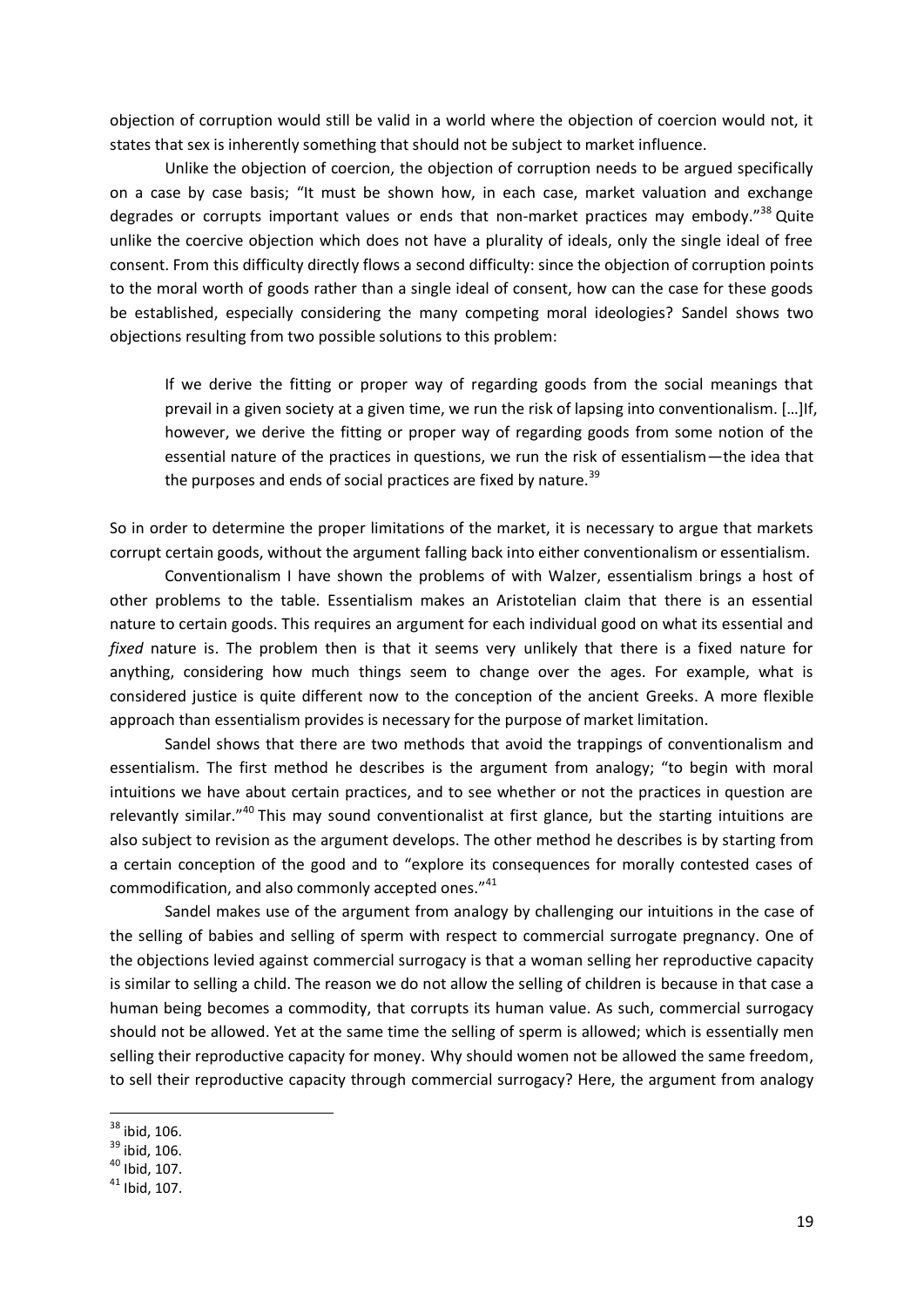objection of corruption would still be valid in a world where the objection of coercion would not, it states that sex is inherently something that should not be subject to market influence.

Unlike the objection of coercion, the objection of corruption needs to be argued specifically on a case by case basis; "It must be shown how, in each case, market valuation and exchange degrades or corrupts important values or ends that non-market practices may embody."[38] Quite unlike the coercive objection which does not have a plurality of ideals, only the single ideal of free consent. From this difficulty directly flows a second difficulty: since the objection of corruption points to the moral worth of goods rather than a single ideal of consent, how can the case for these goods be established, especially considering the many competing moral ideologies? Sandel shows two objections resulting from two possible solutions to this problem:

> If we derive the fitting or proper way of regarding goods from the social meanings that prevail in a given society at a given time, we run the risk of lapsing into conventionalism. […]If, however, we derive the fitting or proper way of regarding goods from some notion of the essential nature of the practices in questions, we run the risk of essentialism—the idea that the purposes and ends of social practices are fixed by nature.[39]

So in order to determine the proper limitations of the market, it is necessary to argue that markets corrupt certain goods, without the argument falling back into either conventionalism or essentialism.

Conventionalism I have shown the problems of with Walzer, essentialism brings a host of other problems to the table. Essentialism makes an Aristotelian claim that there is an essential nature to certain goods. This requires an argument for each individual good on what its essential and *fixed* nature is. The problem then is that it seems very unlikely that there is a fixed nature for anything, considering how much things seem to change over the ages. For example, what is considered justice is quite different now to the conception of the ancient Greeks. A more flexible approach than essentialism provides is necessary for the purpose of market limitation.

Sandel shows that there are two methods that avoid the trappings of conventionalism and essentialism. The first method he describes is the argument from analogy; "to begin with moral intuitions we have about certain practices, and to see whether or not the practices in question are relevantly similar."[40] This may sound conventionalist at first glance, but the starting intuitions are also subject to revision as the argument develops. The other method he describes is by starting from a certain conception of the good and to "explore its consequences for morally contested cases of commodification, and also commonly accepted ones."[41]

Sandel makes use of the argument from analogy by challenging our intuitions in the case of the selling of babies and selling of sperm with respect to commercial surrogate pregnancy. One of the objections levied against commercial surrogacy is that a woman selling her reproductive capacity is similar to selling a child. The reason we do not allow the selling of children is because in that case a human being becomes a commodity, that corrupts its human value. As such, commercial surrogacy should not be allowed. Yet at the same time the selling of sperm is allowed; which is essentially men selling their reproductive capacity for money. Why should women not be allowed the same freedom, to sell their reproductive capacity through commercial surrogacy? Here, the argument from analogy

---

[38] ibid, 106.
[39] ibid, 106.
[40] Ibid, 107.
[41] Ibid, 107.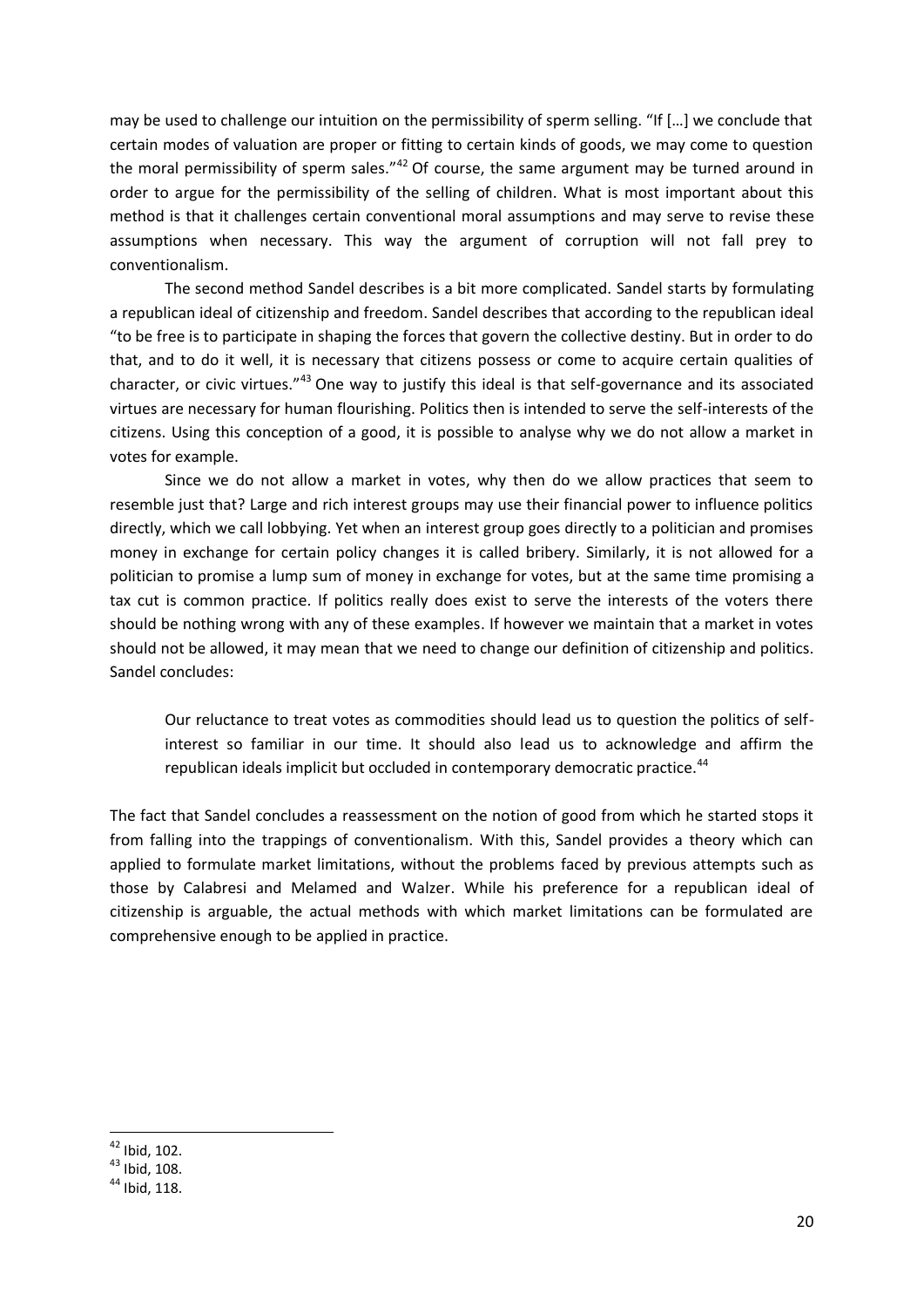may be used to challenge our intuition on the permissibility of sperm selling. "If […] we conclude that certain modes of valuation are proper or fitting to certain kinds of goods, we may come to question the moral permissibility of sperm sales."[42] Of course, the same argument may be turned around in order to argue for the permissibility of the selling of children. What is most important about this method is that it challenges certain conventional moral assumptions and may serve to revise these assumptions when necessary. This way the argument of corruption will not fall prey to conventionalism.

The second method Sandel describes is a bit more complicated. Sandel starts by formulating a republican ideal of citizenship and freedom. Sandel describes that according to the republican ideal "to be free is to participate in shaping the forces that govern the collective destiny. But in order to do that, and to do it well, it is necessary that citizens possess or come to acquire certain qualities of character, or civic virtues."[43] One way to justify this ideal is that self-governance and its associated virtues are necessary for human flourishing. Politics then is intended to serve the self-interests of the citizens. Using this conception of a good, it is possible to analyse why we do not allow a market in votes for example.

Since we do not allow a market in votes, why then do we allow practices that seem to resemble just that? Large and rich interest groups may use their financial power to influence politics directly, which we call lobbying. Yet when an interest group goes directly to a politician and promises money in exchange for certain policy changes it is called bribery. Similarly, it is not allowed for a politician to promise a lump sum of money in exchange for votes, but at the same time promising a tax cut is common practice. If politics really does exist to serve the interests of the voters there should be nothing wrong with any of these examples. If however we maintain that a market in votes should not be allowed, it may mean that we need to change our definition of citizenship and politics. Sandel concludes:

> Our reluctance to treat votes as commodities should lead us to question the politics of self-interest so familiar in our time. It should also lead us to acknowledge and affirm the republican ideals implicit but occluded in contemporary democratic practice.[44]

The fact that Sandel concludes a reassessment on the notion of good from which he started stops it from falling into the trappings of conventionalism. With this, Sandel provides a theory which can applied to formulate market limitations, without the problems faced by previous attempts such as those by Calabresi and Melamed and Walzer. While his preference for a republican ideal of citizenship is arguable, the actual methods with which market limitations can be formulated are comprehensive enough to be applied in practice.

---

[42] Ibid, 102.

[43] Ibid, 108.

[44] Ibid, 118.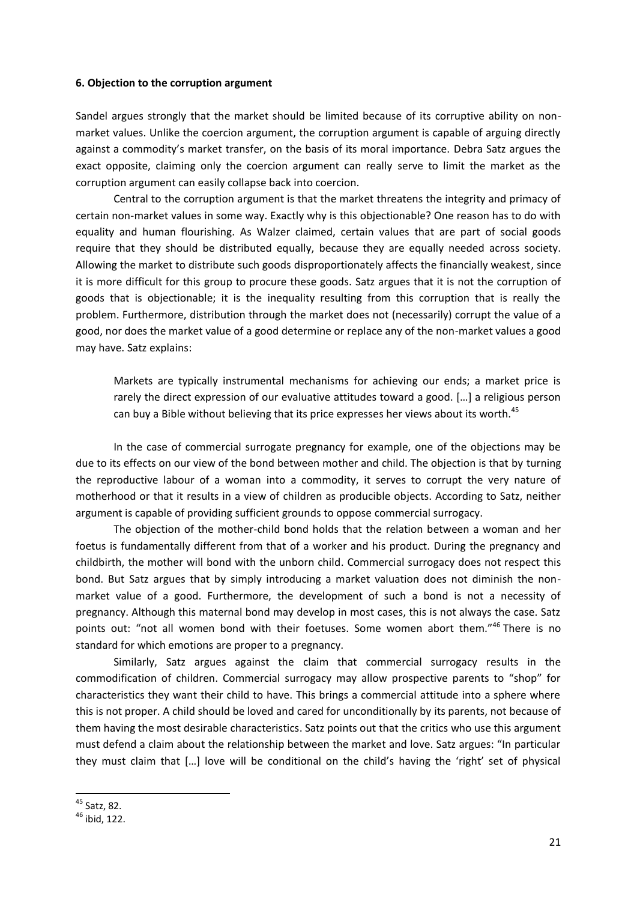### 6. Objection to the corruption argument

Sandel argues strongly that the market should be limited because of its corruptive ability on non-market values. Unlike the coercion argument, the corruption argument is capable of arguing directly against a commodity's market transfer, on the basis of its moral importance. Debra Satz argues the exact opposite, claiming only the coercion argument can really serve to limit the market as the corruption argument can easily collapse back into coercion.

Central to the corruption argument is that the market threatens the integrity and primacy of certain non-market values in some way. Exactly why is this objectionable? One reason has to do with equality and human flourishing. As Walzer claimed, certain values that are part of social goods require that they should be distributed equally, because they are equally needed across society. Allowing the market to distribute such goods disproportionately affects the financially weakest, since it is more difficult for this group to procure these goods. Satz argues that it is not the corruption of goods that is objectionable; it is the inequality resulting from this corruption that is really the problem. Furthermore, distribution through the market does not (necessarily) corrupt the value of a good, nor does the market value of a good determine or replace any of the non-market values a good may have. Satz explains:

> Markets are typically instrumental mechanisms for achieving our ends; a market price is rarely the direct expression of our evaluative attitudes toward a good. […] a religious person can buy a Bible without believing that its price expresses her views about its worth.[45]

In the case of commercial surrogate pregnancy for example, one of the objections may be due to its effects on our view of the bond between mother and child. The objection is that by turning the reproductive labour of a woman into a commodity, it serves to corrupt the very nature of motherhood or that it results in a view of children as producible objects. According to Satz, neither argument is capable of providing sufficient grounds to oppose commercial surrogacy.

The objection of the mother-child bond holds that the relation between a woman and her foetus is fundamentally different from that of a worker and his product. During the pregnancy and childbirth, the mother will bond with the unborn child. Commercial surrogacy does not respect this bond. But Satz argues that by simply introducing a market valuation does not diminish the non-market value of a good. Furthermore, the development of such a bond is not a necessity of pregnancy. Although this maternal bond may develop in most cases, this is not always the case. Satz points out: "not all women bond with their foetuses. Some women abort them."[46] There is no standard for which emotions are proper to a pregnancy.

Similarly, Satz argues against the claim that commercial surrogacy results in the commodification of children. Commercial surrogacy may allow prospective parents to "shop" for characteristics they want their child to have. This brings a commercial attitude into a sphere where this is not proper. A child should be loved and cared for unconditionally by its parents, not because of them having the most desirable characteristics. Satz points out that the critics who use this argument must defend a claim about the relationship between the market and love. Satz argues: "In particular they must claim that […] love will be conditional on the child's having the 'right' set of physical

---

[45] Satz, 82.

[46] ibid, 122.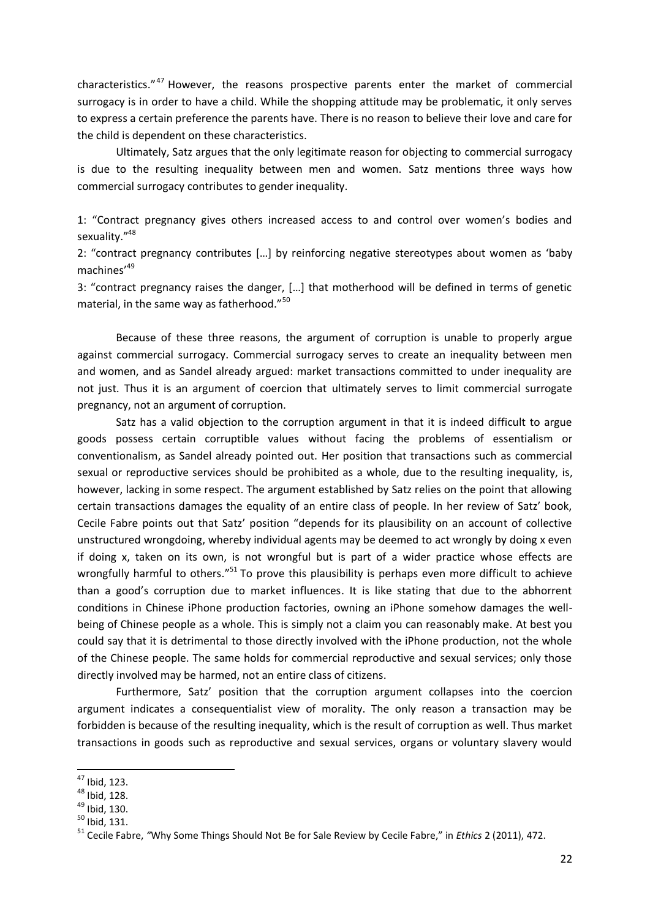characteristics."[47] However, the reasons prospective parents enter the market of commercial surrogacy is in order to have a child. While the shopping attitude may be problematic, it only serves to express a certain preference the parents have. There is no reason to believe their love and care for the child is dependent on these characteristics.

Ultimately, Satz argues that the only legitimate reason for objecting to commercial surrogacy is due to the resulting inequality between men and women. Satz mentions three ways how commercial surrogacy contributes to gender inequality.

1: "Contract pregnancy gives others increased access to and control over women's bodies and sexuality."[48]

2: "contract pregnancy contributes […] by reinforcing negative stereotypes about women as 'baby machines'[49]

3: "contract pregnancy raises the danger, […] that motherhood will be defined in terms of genetic material, in the same way as fatherhood."[50]

Because of these three reasons, the argument of corruption is unable to properly argue against commercial surrogacy. Commercial surrogacy serves to create an inequality between men and women, and as Sandel already argued: market transactions committed to under inequality are not just. Thus it is an argument of coercion that ultimately serves to limit commercial surrogate pregnancy, not an argument of corruption.

Satz has a valid objection to the corruption argument in that it is indeed difficult to argue goods possess certain corruptible values without facing the problems of essentialism or conventionalism, as Sandel already pointed out. Her position that transactions such as commercial sexual or reproductive services should be prohibited as a whole, due to the resulting inequality, is, however, lacking in some respect. The argument established by Satz relies on the point that allowing certain transactions damages the equality of an entire class of people. In her review of Satz' book, Cecile Fabre points out that Satz' position "depends for its plausibility on an account of collective unstructured wrongdoing, whereby individual agents may be deemed to act wrongly by doing x even if doing x, taken on its own, is not wrongful but is part of a wider practice whose effects are wrongfully harmful to others."[51] To prove this plausibility is perhaps even more difficult to achieve than a good's corruption due to market influences. It is like stating that due to the abhorrent conditions in Chinese iPhone production factories, owning an iPhone somehow damages the well-being of Chinese people as a whole. This is simply not a claim you can reasonably make. At best you could say that it is detrimental to those directly involved with the iPhone production, not the whole of the Chinese people. The same holds for commercial reproductive and sexual services; only those directly involved may be harmed, not an entire class of citizens.

Furthermore, Satz' position that the corruption argument collapses into the coercion argument indicates a consequentialist view of morality. The only reason a transaction may be forbidden is because of the resulting inequality, which is the result of corruption as well. Thus market transactions in goods such as reproductive and sexual services, organs or voluntary slavery would

---

[47] Ibid, 123.

[48] Ibid, 128.

[49] Ibid, 130.

[50] Ibid, 131.

[51] Cecile Fabre, "Why Some Things Should Not Be for Sale Review by Cecile Fabre," in *Ethics* 2 (2011), 472.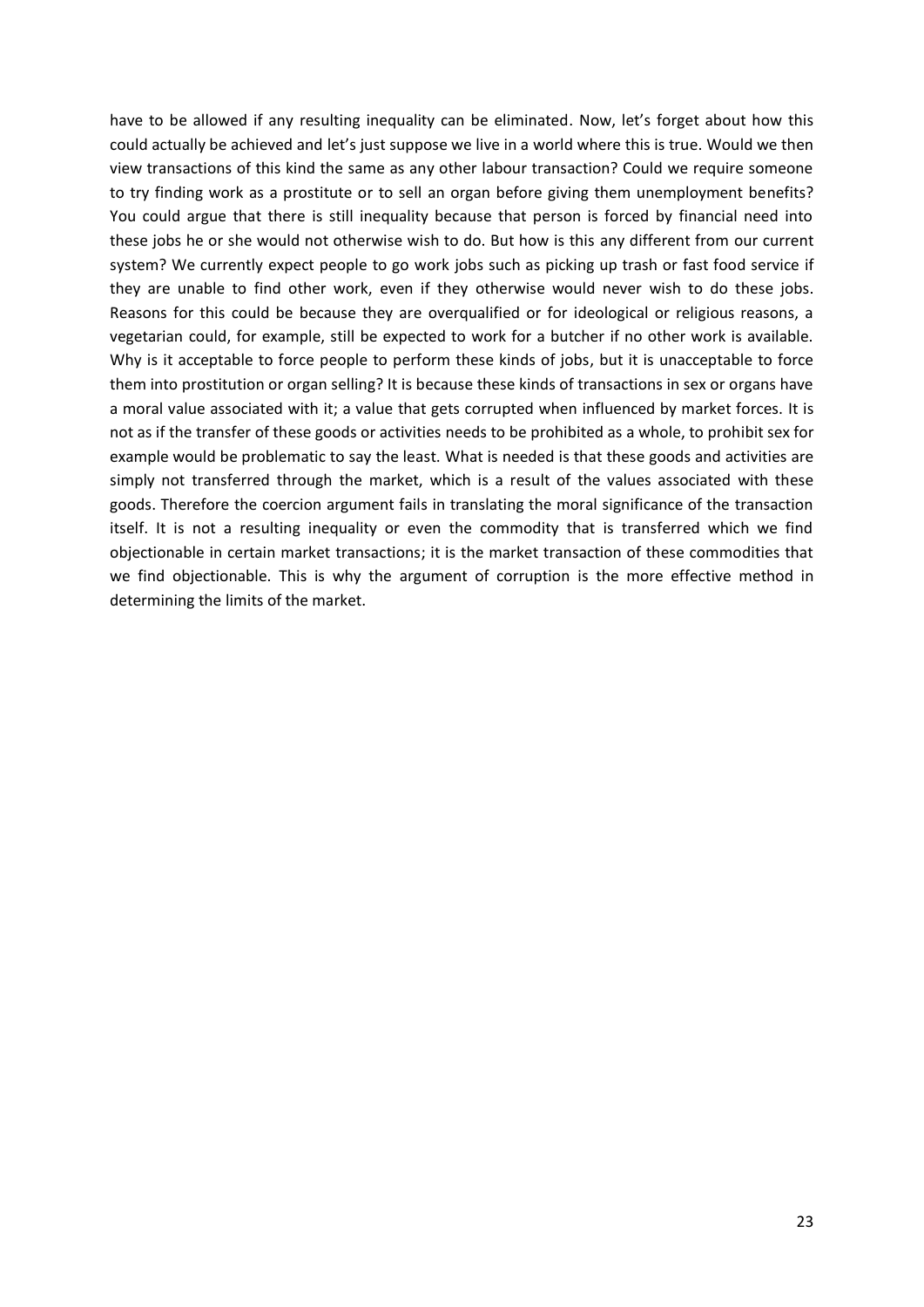have to be allowed if any resulting inequality can be eliminated. Now, let's forget about how this could actually be achieved and let's just suppose we live in a world where this is true. Would we then view transactions of this kind the same as any other labour transaction? Could we require someone to try finding work as a prostitute or to sell an organ before giving them unemployment benefits? You could argue that there is still inequality because that person is forced by financial need into these jobs he or she would not otherwise wish to do. But how is this any different from our current system? We currently expect people to go work jobs such as picking up trash or fast food service if they are unable to find other work, even if they otherwise would never wish to do these jobs. Reasons for this could be because they are overqualified or for ideological or religious reasons, a vegetarian could, for example, still be expected to work for a butcher if no other work is available. Why is it acceptable to force people to perform these kinds of jobs, but it is unacceptable to force them into prostitution or organ selling? It is because these kinds of transactions in sex or organs have a moral value associated with it; a value that gets corrupted when influenced by market forces. It is not as if the transfer of these goods or activities needs to be prohibited as a whole, to prohibit sex for example would be problematic to say the least. What is needed is that these goods and activities are simply not transferred through the market, which is a result of the values associated with these goods. Therefore the coercion argument fails in translating the moral significance of the transaction itself. It is not a resulting inequality or even the commodity that is transferred which we find objectionable in certain market transactions; it is the market transaction of these commodities that we find objectionable. This is why the argument of corruption is the more effective method in determining the limits of the market.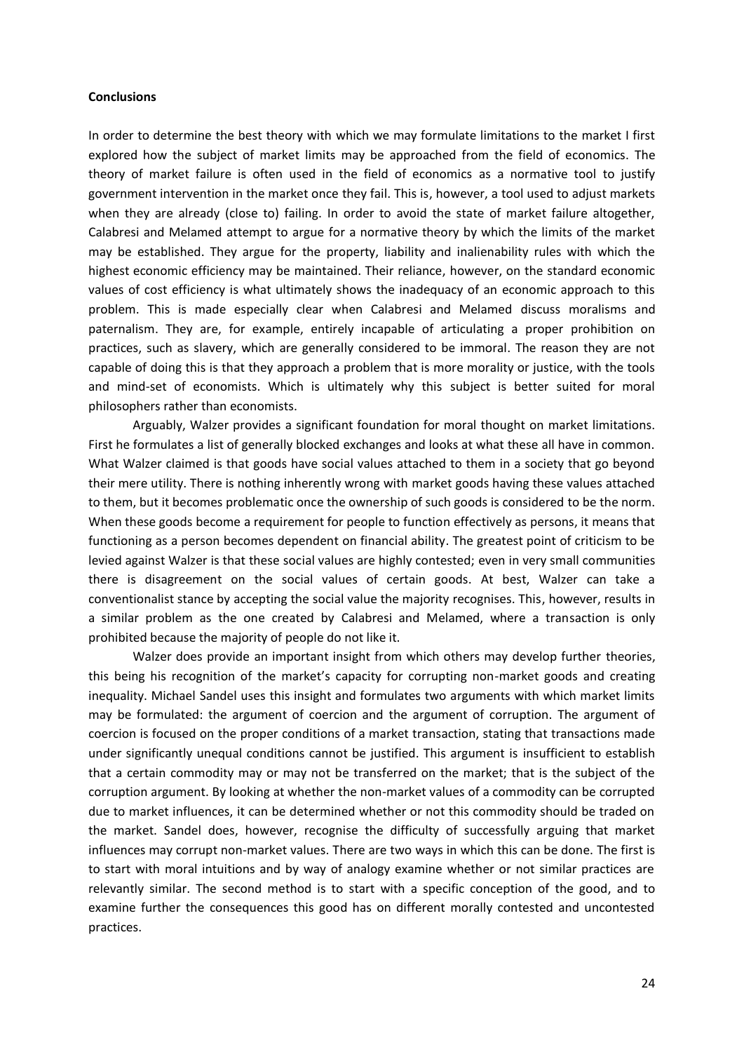**Conclusions**

In order to determine the best theory with which we may formulate limitations to the market I first explored how the subject of market limits may be approached from the field of economics. The theory of market failure is often used in the field of economics as a normative tool to justify government intervention in the market once they fail. This is, however, a tool used to adjust markets when they are already (close to) failing. In order to avoid the state of market failure altogether, Calabresi and Melamed attempt to argue for a normative theory by which the limits of the market may be established. They argue for the property, liability and inalienability rules with which the highest economic efficiency may be maintained. Their reliance, however, on the standard economic values of cost efficiency is what ultimately shows the inadequacy of an economic approach to this problem. This is made especially clear when Calabresi and Melamed discuss moralisms and paternalism. They are, for example, entirely incapable of articulating a proper prohibition on practices, such as slavery, which are generally considered to be immoral. The reason they are not capable of doing this is that they approach a problem that is more morality or justice, with the tools and mind-set of economists. Which is ultimately why this subject is better suited for moral philosophers rather than economists.

Arguably, Walzer provides a significant foundation for moral thought on market limitations. First he formulates a list of generally blocked exchanges and looks at what these all have in common. What Walzer claimed is that goods have social values attached to them in a society that go beyond their mere utility. There is nothing inherently wrong with market goods having these values attached to them, but it becomes problematic once the ownership of such goods is considered to be the norm. When these goods become a requirement for people to function effectively as persons, it means that functioning as a person becomes dependent on financial ability. The greatest point of criticism to be levied against Walzer is that these social values are highly contested; even in very small communities there is disagreement on the social values of certain goods. At best, Walzer can take a conventionalist stance by accepting the social value the majority recognises. This, however, results in a similar problem as the one created by Calabresi and Melamed, where a transaction is only prohibited because the majority of people do not like it.

Walzer does provide an important insight from which others may develop further theories, this being his recognition of the market's capacity for corrupting non-market goods and creating inequality. Michael Sandel uses this insight and formulates two arguments with which market limits may be formulated: the argument of coercion and the argument of corruption. The argument of coercion is focused on the proper conditions of a market transaction, stating that transactions made under significantly unequal conditions cannot be justified. This argument is insufficient to establish that a certain commodity may or may not be transferred on the market; that is the subject of the corruption argument. By looking at whether the non-market values of a commodity can be corrupted due to market influences, it can be determined whether or not this commodity should be traded on the market. Sandel does, however, recognise the difficulty of successfully arguing that market influences may corrupt non-market values. There are two ways in which this can be done. The first is to start with moral intuitions and by way of analogy examine whether or not similar practices are relevantly similar. The second method is to start with a specific conception of the good, and to examine further the consequences this good has on different morally contested and uncontested practices.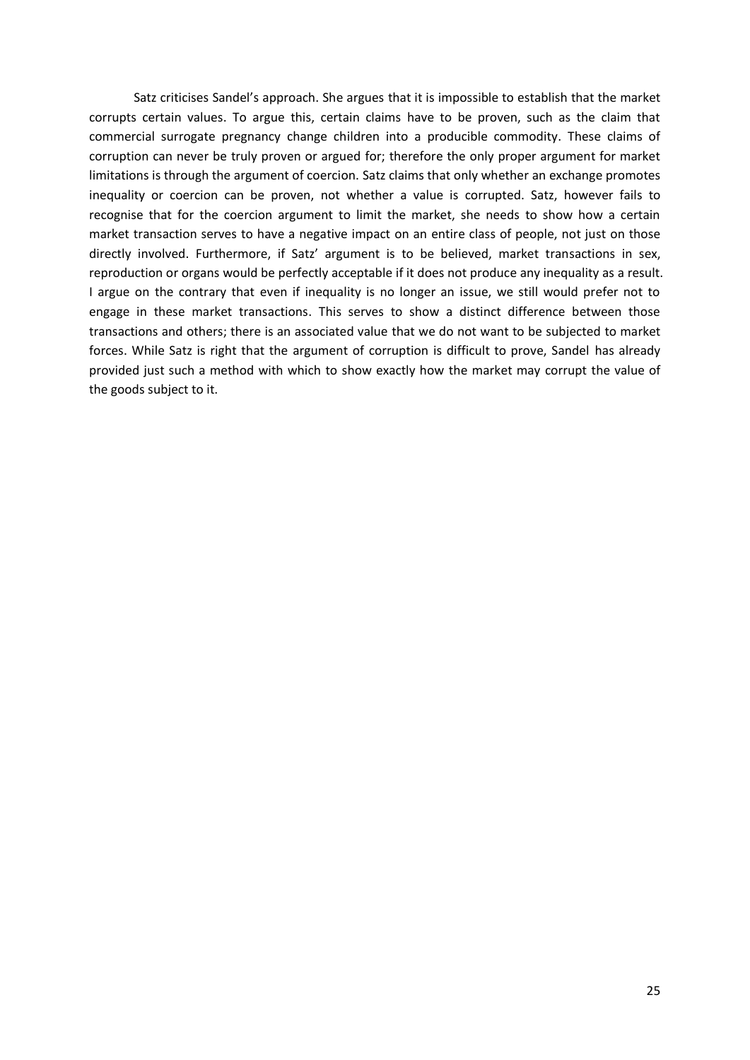Satz criticises Sandel's approach. She argues that it is impossible to establish that the market corrupts certain values. To argue this, certain claims have to be proven, such as the claim that commercial surrogate pregnancy change children into a producible commodity. These claims of corruption can never be truly proven or argued for; therefore the only proper argument for market limitations is through the argument of coercion. Satz claims that only whether an exchange promotes inequality or coercion can be proven, not whether a value is corrupted. Satz, however fails to recognise that for the coercion argument to limit the market, she needs to show how a certain market transaction serves to have a negative impact on an entire class of people, not just on those directly involved. Furthermore, if Satz' argument is to be believed, market transactions in sex, reproduction or organs would be perfectly acceptable if it does not produce any inequality as a result. I argue on the contrary that even if inequality is no longer an issue, we still would prefer not to engage in these market transactions. This serves to show a distinct difference between those transactions and others; there is an associated value that we do not want to be subjected to market forces. While Satz is right that the argument of corruption is difficult to prove, Sandel has already provided just such a method with which to show exactly how the market may corrupt the value of the goods subject to it.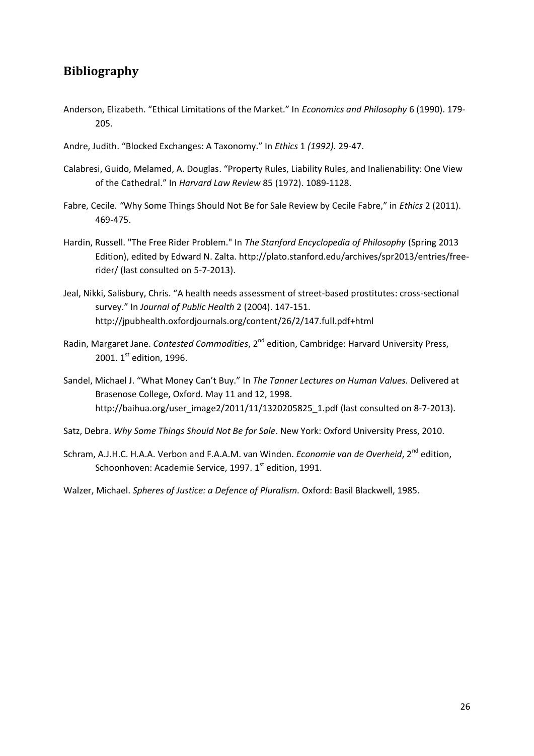## Bibliography

Anderson, Elizabeth. "Ethical Limitations of the Market." In *Economics and Philosophy* 6 (1990). 179-205.

Andre, Judith. "Blocked Exchanges: A Taxonomy." In *Ethics* 1 *(1992).* 29-47.

Calabresi, Guido, Melamed, A. Douglas. "Property Rules, Liability Rules, and Inalienability: One View of the Cathedral." In *Harvard Law Review* 85 (1972). 1089-1128.

Fabre, Cecile. *"*Why Some Things Should Not Be for Sale Review by Cecile Fabre," in *Ethics* 2 (2011). 469-475.

Hardin, Russell. "The Free Rider Problem." In *The Stanford Encyclopedia of Philosophy* (Spring 2013 Edition), edited by Edward N. Zalta. http://plato.stanford.edu/archives/spr2013/entries/free-rider/ (last consulted on 5-7-2013).

Jeal, Nikki, Salisbury, Chris. "A health needs assessment of street-based prostitutes: cross-sectional survey." In *Journal of Public Health* 2 (2004). 147-151. http://jpubhealth.oxfordjournals.org/content/26/2/147.full.pdf+html

Radin, Margaret Jane. *Contested Commodities*, 2nd edition, Cambridge: Harvard University Press, 2001. 1st edition, 1996.

Sandel, Michael J. "What Money Can't Buy." In *The Tanner Lectures on Human Values.* Delivered at Brasenose College, Oxford. May 11 and 12, 1998. http://baihua.org/user_image2/2011/11/1320205825_1.pdf (last consulted on 8-7-2013).

Satz, Debra. *Why Some Things Should Not Be for Sale*. New York: Oxford University Press, 2010.

Schram, A.J.H.C. H.A.A. Verbon and F.A.A.M. van Winden. *Economie van de Overheid*, 2nd edition, Schoonhoven: Academie Service, 1997. 1st edition, 1991.

Walzer, Michael. *Spheres of Justice: a Defence of Pluralism.* Oxford: Basil Blackwell, 1985.